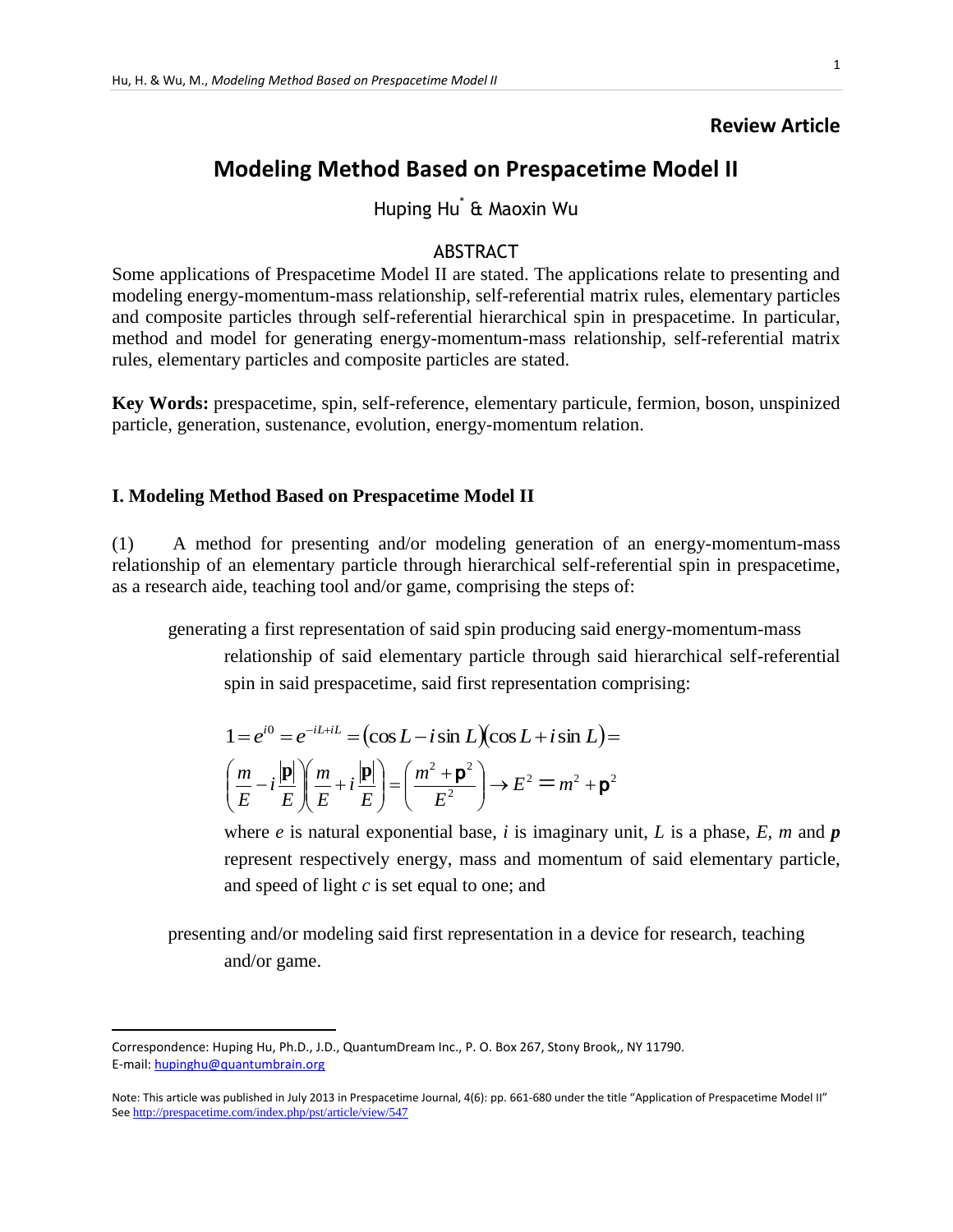**Review Article**

# Modeling Method Based on Prespacetime Model II

Huping Hu[*] & Maoxin Wu

## ABSTRACT

Some applications of Prespacetime Model II are stated. The applications relate to presenting and modeling energy-momentum-mass relationship, self-referential matrix rules, elementary particles and composite particles through self-referential hierarchical spin in prespacetime. In particular, method and model for generating energy-momentum-mass relationship, self-referential matrix rules, elementary particles and composite particles are stated.

**Key Words:** prespacetime, spin, self-reference, elementary particule, fermion, boson, unspinized particle, generation, sustenance, evolution, energy-momentum relation.

### I. Modeling Method Based on Prespacetime Model II

(1) A method for presenting and/or modeling generation of an energy-momentum-mass relationship of an elementary particle through hierarchical self-referential spin in prespacetime, as a research aide, teaching tool and/or game, comprising the steps of:

generating a first representation of said spin producing said energy-momentum-mass relationship of said elementary particle through said hierarchical self-referential spin in said prespacetime, said first representation comprising:

$$1 = e^{i0} = e^{-iL+iL} = (\cos L - i\sin L)(\cos L + i\sin L) =$$

$$\left(\frac{m}{E} - i\frac{|\mathbf{p}|}{E}\right)\left(\frac{m}{E} + i\frac{|\mathbf{p}|}{E}\right) = \left(\frac{m^2+\mathbf{p}^2}{E^2}\right) \rightarrow E^2 = m^2 + \mathbf{p}^2$$

where $e$ is natural exponential base, $i$ is imaginary unit, $L$ is a phase, $E$, $m$ and $\boldsymbol{p}$ represent respectively energy, mass and momentum of said elementary particle, and speed of light $c$ is set equal to one; and

presenting and/or modeling said first representation in a device for research, teaching and/or game.

---

Correspondence: Huping Hu, Ph.D., J.D., QuantumDream Inc., P. O. Box 267, Stony Brook,, NY 11790.
E-mail: hupinghu@quantumbrain.org

Note: This article was published in July 2013 in Prespacetime Journal, 4(6): pp. 661-680 under the title "Application of Prespacetime Model II"
See http://prespacetime.com/index.php/pst/article/view/547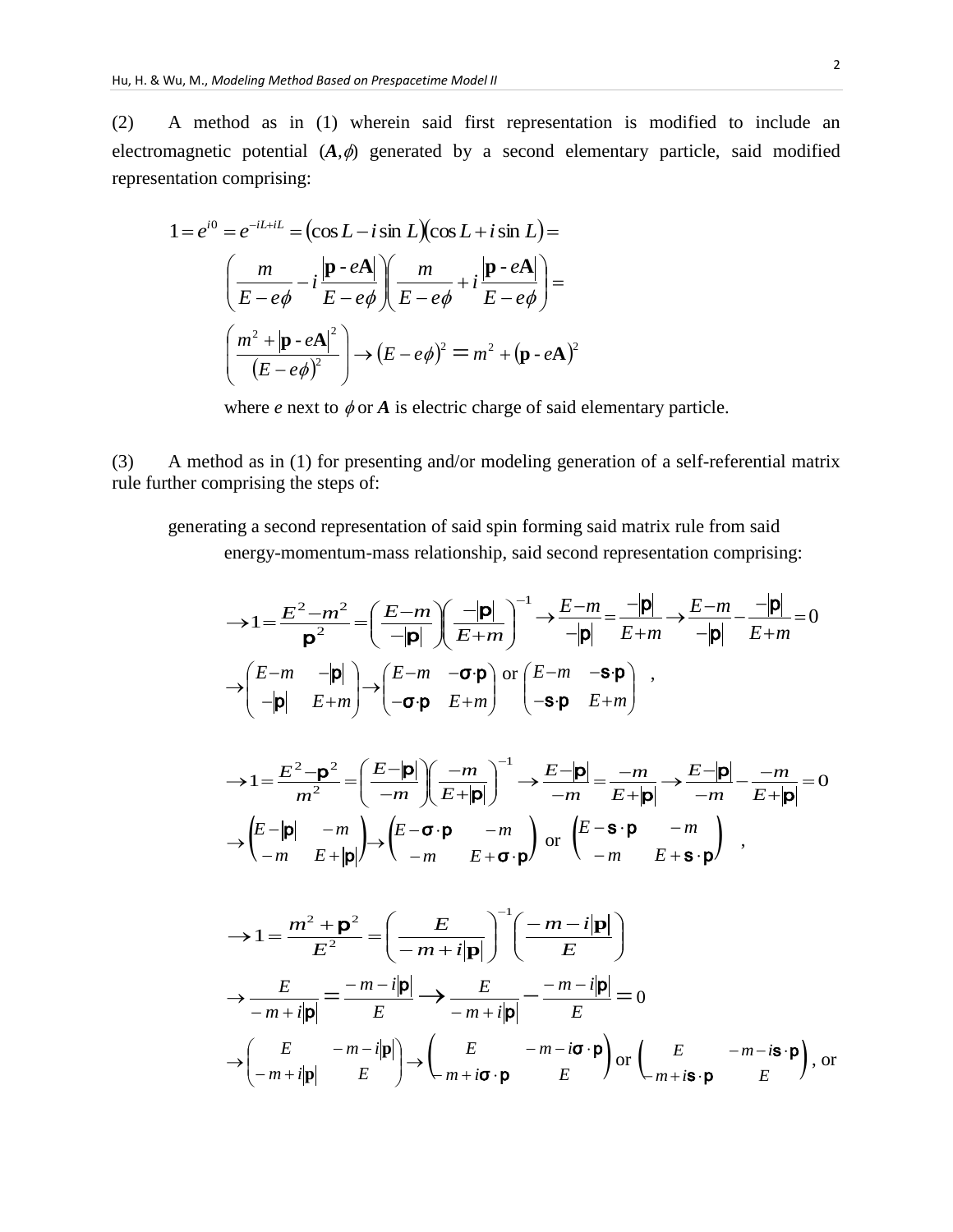(2) A method as in (1) wherein said first representation is modified to include an electromagnetic potential ($\boldsymbol{A}$,$\phi$) generated by a second elementary particle, said modified representation comprising:

$$
\begin{aligned}
1 = e^{i0} = e^{-iL+iL} &= (\cos L - i\sin L)(\cos L + i\sin L) = \\
&\left(\frac{m}{E-e\phi} - i\frac{|\mathbf{p} - e\mathbf{A}|}{E-e\phi}\right)\left(\frac{m}{E-e\phi} + i\frac{|\mathbf{p} - e\mathbf{A}|}{E-e\phi}\right) = \\
&\left(\frac{m^2 + |\mathbf{p} - e\mathbf{A}|^2}{(E-e\phi)^2}\right) \rightarrow (E-e\phi)^2 = m^2 + (\mathbf{p} - e\mathbf{A})^2
\end{aligned}
$$

where $e$ next to $\phi$ or $\boldsymbol{A}$ is electric charge of said elementary particle.

(3) A method as in (1) for presenting and/or modeling generation of a self-referential matrix rule further comprising the steps of:

generating a second representation of said spin forming said matrix rule from said energy-momentum-mass relationship, said second representation comprising:

$$
\begin{aligned}
&\rightarrow 1 = \frac{E^2 - m^2}{\mathbf{p}^2} = \left(\frac{E-m}{-|\mathbf{p}|}\right)\left(\frac{-|\mathbf{p}|}{E+m}\right)^{-1} \rightarrow \frac{E-m}{-|\mathbf{p}|} = \frac{-|\mathbf{p}|}{E+m} \rightarrow \frac{E-m}{-|\mathbf{p}|} - \frac{-|\mathbf{p}|}{E+m} = 0 \\
&\rightarrow \begin{pmatrix} E-m & -|\mathbf{p}| \\ -|\mathbf{p}| & E+m \end{pmatrix} \rightarrow \begin{pmatrix} E-m & -\boldsymbol{\sigma}\cdot\mathbf{p} \\ -\boldsymbol{\sigma}\cdot\mathbf{p} & E+m \end{pmatrix} \text{ or } \begin{pmatrix} E-m & -\mathbf{s}\cdot\mathbf{p} \\ -\mathbf{s}\cdot\mathbf{p} & E+m \end{pmatrix},
\end{aligned}
$$

$$
\begin{aligned}
&\rightarrow 1 = \frac{E^2 - \mathbf{p}^2}{m^2} = \left(\frac{E-|\mathbf{p}|}{-m}\right)\left(\frac{-m}{E+|\mathbf{p}|}\right)^{-1} \rightarrow \frac{E-|\mathbf{p}|}{-m} = \frac{-m}{E+|\mathbf{p}|} \rightarrow \frac{E-|\mathbf{p}|}{-m} - \frac{-m}{E+|\mathbf{p}|} = 0 \\
&\rightarrow \begin{pmatrix} E-|\mathbf{p}| & -m \\ -m & E+|\mathbf{p}| \end{pmatrix} \rightarrow \begin{pmatrix} E-\boldsymbol{\sigma}\cdot\mathbf{p} & -m \\ -m & E+\boldsymbol{\sigma}\cdot\mathbf{p} \end{pmatrix} \text{ or } \begin{pmatrix} E-\mathbf{s}\cdot\mathbf{p} & -m \\ -m & E+\mathbf{s}\cdot\mathbf{p} \end{pmatrix},
\end{aligned}
$$

$$
\begin{aligned}
&\rightarrow 1 = \frac{m^2 + \mathbf{p}^2}{E^2} = \left(\frac{E}{-m+i|\mathbf{p}|}\right)^{-1}\left(\frac{-m-i|\mathbf{p}|}{E}\right) \\
&\rightarrow \frac{E}{-m+i|\mathbf{p}|} = \frac{-m-i|\mathbf{p}|}{E} \rightarrow \frac{E}{-m+i|\mathbf{p}|} - \frac{-m-i|\mathbf{p}|}{E} = 0 \\
&\rightarrow \begin{pmatrix} E & -m-i|\mathbf{p}| \\ -m+i|\mathbf{p}| & E \end{pmatrix} \rightarrow \begin{pmatrix} E & -m-i\boldsymbol{\sigma}\cdot\mathbf{p} \\ -m+i\boldsymbol{\sigma}\cdot\mathbf{p} & E \end{pmatrix} \text{ or } \begin{pmatrix} E & -m-i\mathbf{s}\cdot\mathbf{p} \\ -m+i\mathbf{s}\cdot\mathbf{p} & E \end{pmatrix}, \text{ or}
\end{aligned}
$$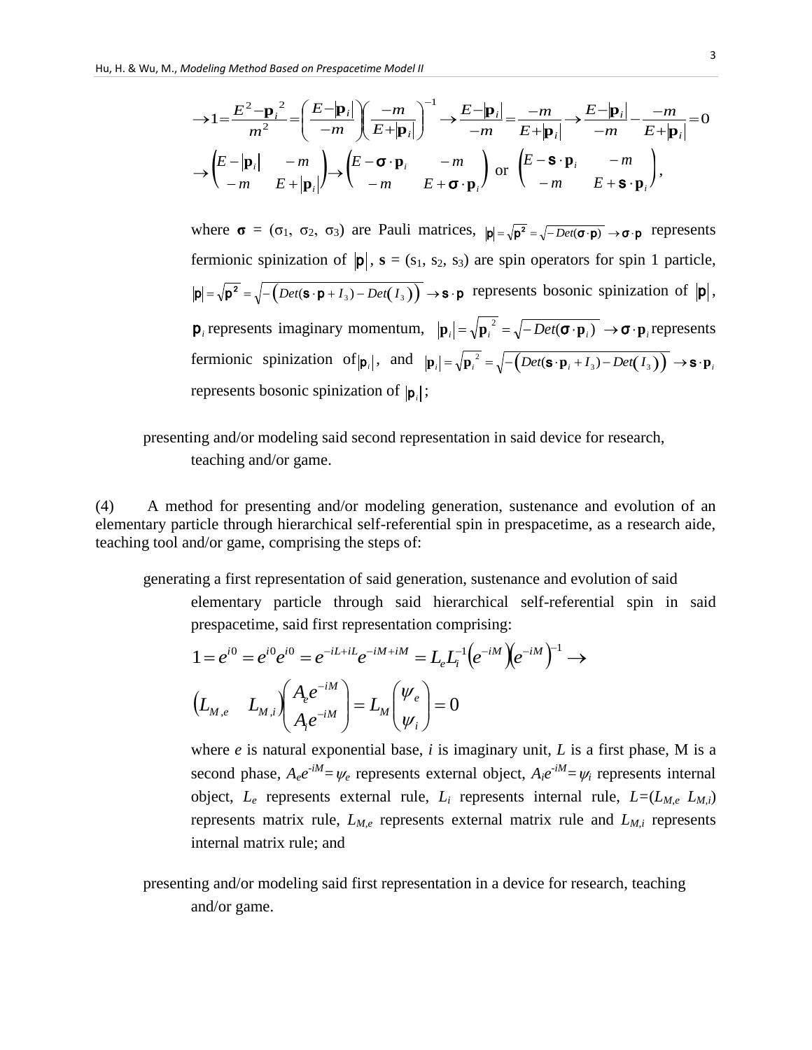$$\rightarrow 1=\frac{E^2-\mathbf{p}_i^{\,2}}{m^2}=\left(\frac{E-|\mathbf{p}_i|}{-m}\right)\left(\frac{-m}{E+|\mathbf{p}_i|}\right)^{-1}\rightarrow\frac{E-|\mathbf{p}_i|}{-m}=\frac{-m}{E+|\mathbf{p}_i|}\rightarrow\frac{E-|\mathbf{p}_i|}{-m}-\frac{-m}{E+|\mathbf{p}_i|}=0$$

$$\rightarrow\begin{pmatrix}E-|\mathbf{p}_i| & -m\\ -m & E+|\mathbf{p}_i|\end{pmatrix}\rightarrow\begin{pmatrix}E-\boldsymbol{\sigma}\cdot\mathbf{p}_i & -m\\ -m & E+\boldsymbol{\sigma}\cdot\mathbf{p}_i\end{pmatrix}\text{ or }\begin{pmatrix}E-\mathbf{s}\cdot\mathbf{p}_i & -m\\ -m & E+\mathbf{s}\cdot\mathbf{p}_i\end{pmatrix},$$

where $\boldsymbol{\sigma}$ = ($\sigma_1$, $\sigma_2$, $\sigma_3$) are Pauli matrices, $|\mathbf{p}|=\sqrt{\mathbf{p}^2}=\sqrt{-Det(\boldsymbol{\sigma}\cdot\mathbf{p})}\rightarrow\boldsymbol{\sigma}\cdot\mathbf{p}$ represents fermionic spinization of $|\mathbf{p}|$, $\mathbf{s}$ = ($s_1$, $s_2$, $s_3$) are spin operators for spin 1 particle, $|\mathbf{p}|=\sqrt{\mathbf{p}^2}=\sqrt{-\left(Det(\mathbf{s}\cdot\mathbf{p}+I_3)-Det(I_3)\right)}\rightarrow\mathbf{s}\cdot\mathbf{p}$ represents bosonic spinization of $|\mathbf{p}|$, $\mathbf{p}_i$ represents imaginary momentum, $|\mathbf{p}_i|=\sqrt{\mathbf{p}_i^{\,2}}=\sqrt{-Det(\boldsymbol{\sigma}\cdot\mathbf{p}_i)}\rightarrow\boldsymbol{\sigma}\cdot\mathbf{p}_i$ represents fermionic spinization of $|\mathbf{p}_i|$, and $|\mathbf{p}_i|=\sqrt{\mathbf{p}_i^{\,2}}=\sqrt{-\left(Det(\mathbf{s}\cdot\mathbf{p}_i+I_3)-Det(I_3)\right)}\rightarrow\mathbf{s}\cdot\mathbf{p}_i$ represents bosonic spinization of $|\mathbf{p}_i|$;

presenting and/or modeling said second representation in said device for research, teaching and/or game.

(4) A method for presenting and/or modeling generation, sustenance and evolution of an elementary particle through hierarchical self-referential spin in prespacetime, as a research aide, teaching tool and/or game, comprising the steps of:

generating a first representation of said generation, sustenance and evolution of said elementary particle through said hierarchical self-referential spin in said prespacetime, said first representation comprising:

$$1=e^{i0}=e^{i0}e^{i0}=e^{-iL+iL}e^{-iM+iM}=L_eL_i^{-1}\left(e^{-iM}\right)\left(e^{-iM}\right)^{-1}\rightarrow$$

$$\begin{pmatrix}L_{M,e} & L_{M,i}\end{pmatrix}\begin{pmatrix}A_e e^{-iM}\\ A_i e^{-iM}\end{pmatrix}=L_M\begin{pmatrix}\psi_e\\ \psi_i\end{pmatrix}=0$$

where $e$ is natural exponential base, $i$ is imaginary unit, $L$ is a first phase, M is a second phase, $A_e e^{-iM}=\psi_e$ represents external object, $A_i e^{-iM}=\psi_i$ represents internal object, $L_e$ represents external rule, $L_i$ represents internal rule, $L$=($L_{M,e}$ $L_{M,i}$) represents matrix rule, $L_{M,e}$ represents external matrix rule and $L_{M,i}$ represents internal matrix rule; and

presenting and/or modeling said first representation in a device for research, teaching and/or game.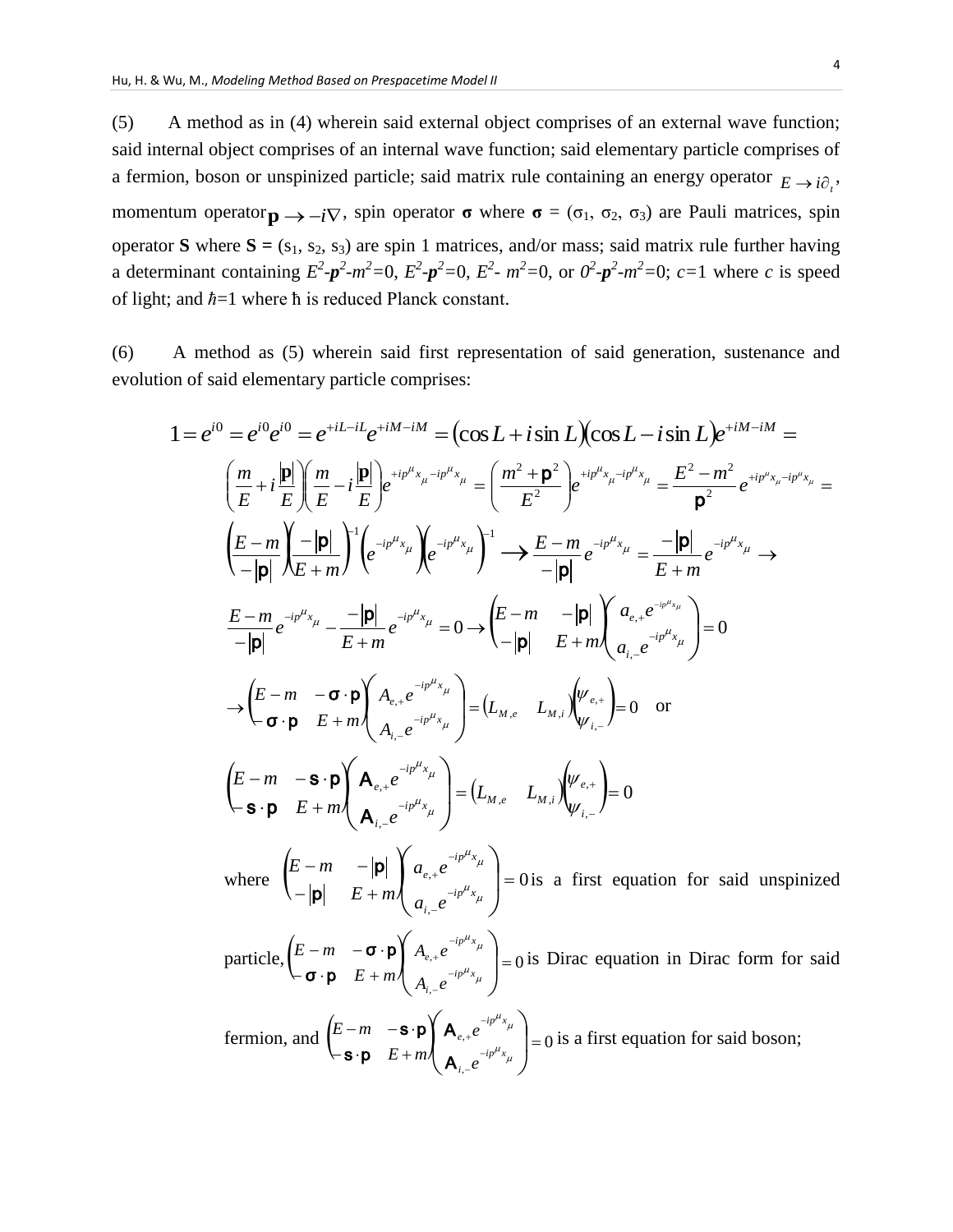(5) A method as in (4) wherein said external object comprises of an external wave function; said internal object comprises of an internal wave function; said elementary particle comprises of a fermion, boson or unspinized particle; said matrix rule containing an energy operator $E \to i\partial_t$, momentum operator $\mathbf{p} \to -i\nabla$, spin operator **σ** where **σ** = ($\sigma_1$, $\sigma_2$, $\sigma_3$) are Pauli matrices, spin operator **S** where **S** = ($s_1$, $s_2$, $s_3$) are spin 1 matrices, and/or mass; said matrix rule further having a determinant containing $E^2$-$\boldsymbol{p}^2$-$m^2$=0, $E^2$-$\boldsymbol{p}^2$=0, $E^2$- $m^2$=0, or $0^2$-$\boldsymbol{p}^2$-$m^2$=0; $c$=1 where $c$ is speed of light; and $\hbar$=1 where ħ is reduced Planck constant.

(6) A method as (5) wherein said first representation of said generation, sustenance and evolution of said elementary particle comprises:

$$
1 = e^{i0} = e^{i0}e^{i0} = e^{+iL-iL}e^{+iM-iM} = (\cos L + i\sin L)(\cos L - i\sin L)e^{+iM-iM} =
$$

$$
\left(\frac{m}{E} + i\frac{|\mathbf{p}|}{E}\right)\left(\frac{m}{E} - i\frac{|\mathbf{p}|}{E}\right)e^{+ip^{\mu}x_{\mu}-ip^{\mu}x_{\mu}} = \left(\frac{m^2+\mathbf{p}^2}{E^2}\right)e^{+ip^{\mu}x_{\mu}-ip^{\mu}x_{\mu}} = \frac{E^2-m^2}{\mathbf{p}^2}e^{+ip^{\mu}x_{\mu}-ip^{\mu}x_{\mu}} =
$$

$$
\left(\frac{E-m}{-|\mathbf{p}|}\right)\left(\frac{-|\mathbf{p}|}{E+m}\right)^{-1}\left(e^{-ip^{\mu}x_{\mu}}\right)\left(e^{-ip^{\mu}x_{\mu}}\right)^{-1} \longrightarrow \frac{E-m}{-|\mathbf{p}|}e^{-ip^{\mu}x_{\mu}} = \frac{-|\mathbf{p}|}{E+m}e^{-ip^{\mu}x_{\mu}} \to
$$

$$
\frac{E-m}{-|\mathbf{p}|}e^{-ip^{\mu}x_{\mu}} - \frac{-|\mathbf{p}|}{E+m}e^{-ip^{\mu}x_{\mu}} = 0 \to \begin{pmatrix} E-m & -|\mathbf{p}| \\ -|\mathbf{p}| & E+m \end{pmatrix}\begin{pmatrix} a_{e,+}e^{-ip^{\mu}x_{\mu}} \\ a_{i,-}e^{-ip^{\mu}x_{\mu}} \end{pmatrix} = 0
$$

$$
\to \begin{pmatrix} E-m & -\boldsymbol{\sigma}\cdot\mathbf{p} \\ -\boldsymbol{\sigma}\cdot\mathbf{p} & E+m \end{pmatrix}\begin{pmatrix} A_{e,+}e^{-ip^{\mu}x_{\mu}} \\ A_{i,-}e^{-ip^{\mu}x_{\mu}} \end{pmatrix} = \begin{pmatrix} L_{M,e} & L_{M,i} \end{pmatrix}\begin{pmatrix} \psi_{e,+} \\ \psi_{i,-} \end{pmatrix} = 0 \quad \text{or}
$$

$$
\begin{pmatrix} E-m & -\mathbf{s}\cdot\mathbf{p} \\ -\mathbf{s}\cdot\mathbf{p} & E+m \end{pmatrix}\begin{pmatrix} \mathsf{A}_{e,+}e^{-ip^{\mu}x_{\mu}} \\ \mathsf{A}_{i,-}e^{-ip^{\mu}x_{\mu}} \end{pmatrix} = \begin{pmatrix} L_{M,e} & L_{M,i} \end{pmatrix}\begin{pmatrix} \psi_{e,+} \\ \psi_{i,-} \end{pmatrix} = 0
$$

where $\begin{pmatrix} E-m & -|\mathbf{p}| \\ -|\mathbf{p}| & E+m \end{pmatrix}\begin{pmatrix} a_{e,+}e^{-ip^{\mu}x_{\mu}} \\ a_{i,-}e^{-ip^{\mu}x_{\mu}} \end{pmatrix} = 0$ is a first equation for said unspinized particle, $\begin{pmatrix} E-m & -\boldsymbol{\sigma}\cdot\mathbf{p} \\ -\boldsymbol{\sigma}\cdot\mathbf{p} & E+m \end{pmatrix}\begin{pmatrix} A_{e,+}e^{-ip^{\mu}x_{\mu}} \\ A_{i,-}e^{-ip^{\mu}x_{\mu}} \end{pmatrix} = 0$ is Dirac equation in Dirac form for said fermion, and $\begin{pmatrix} E-m & -\mathbf{s}\cdot\mathbf{p} \\ -\mathbf{s}\cdot\mathbf{p} & E+m \end{pmatrix}\begin{pmatrix} \mathsf{A}_{e,+}e^{-ip^{\mu}x_{\mu}} \\ \mathsf{A}_{i,-}e^{-ip^{\mu}x_{\mu}} \end{pmatrix} = 0$ is a first equation for said boson;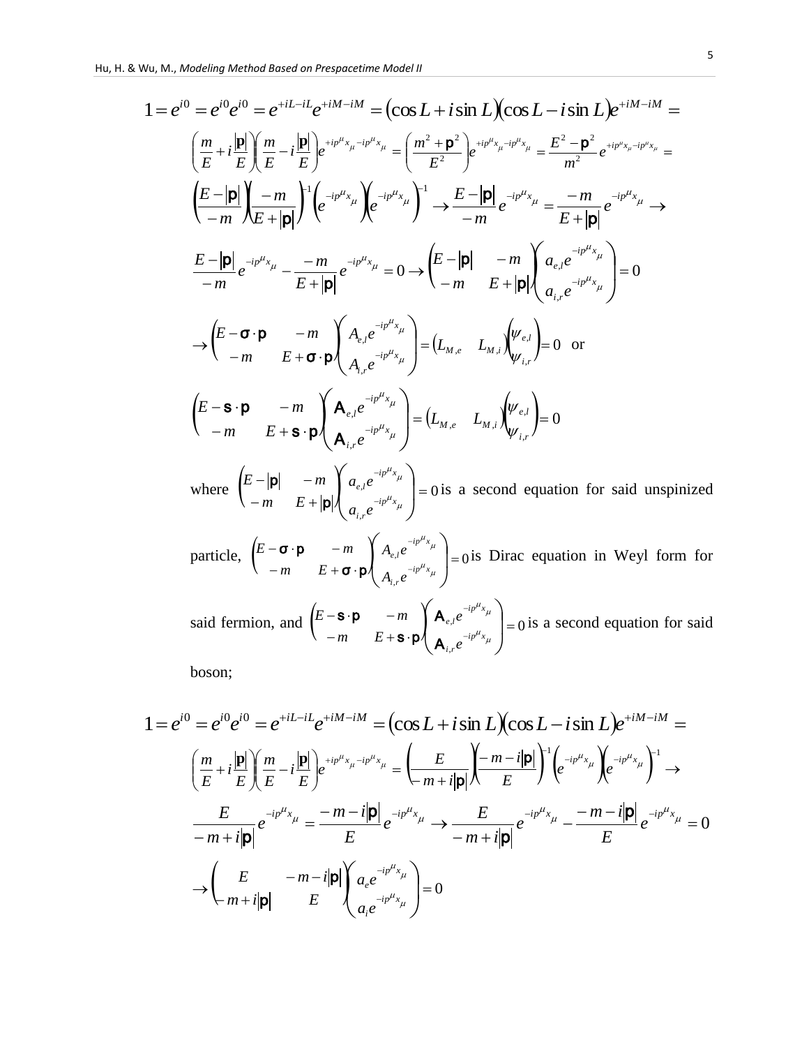$$1 = e^{i0} = e^{i0}e^{i0} = e^{+iL-iL}e^{+iM-iM} = (\cos L + i\sin L)(\cos L - i\sin L)e^{+iM-iM} =$$

$$\left(\frac{m}{E} + i\frac{|\mathbf{p}|}{E}\right)\left(\frac{m}{E} - i\frac{|\mathbf{p}|}{E}\right)e^{+ip^{\mu}x_{\mu}-ip^{\mu}x_{\mu}} = \left(\frac{m^2+\mathbf{p}^2}{E^2}\right)e^{+ip^{\mu}x_{\mu}-ip^{\mu}x_{\mu}} = \frac{E^2-\mathbf{p}^2}{m^2}e^{+ip^{\mu}x_{\mu}-ip^{\mu}x_{\mu}} =$$

$$\left(\frac{E-|\mathbf{p}|}{-m}\right)\left(\frac{-m}{E+|\mathbf{p}|}\right)^{-1}\left(e^{-ip^{\mu}x_{\mu}}\right)\left(e^{-ip^{\mu}x_{\mu}}\right)^{-1} \to \frac{E-|\mathbf{p}|}{-m}e^{-ip^{\mu}x_{\mu}} = \frac{-m}{E+|\mathbf{p}|}e^{-ip^{\mu}x_{\mu}} \to$$

$$\frac{E-|\mathbf{p}|}{-m}e^{-ip^{\mu}x_{\mu}} - \frac{-m}{E+|\mathbf{p}|}e^{-ip^{\mu}x_{\mu}} = 0 \to \begin{pmatrix} E-|\mathbf{p}| & -m \\ -m & E+|\mathbf{p}| \end{pmatrix}\begin{pmatrix} a_{e,l}e^{-ip^{\mu}x_{\mu}} \\ a_{i,r}e^{-ip^{\mu}x_{\mu}} \end{pmatrix} = 0$$

$$\to \begin{pmatrix} E-\boldsymbol{\sigma}\cdot\mathbf{p} & -m \\ -m & E+\boldsymbol{\sigma}\cdot\mathbf{p} \end{pmatrix}\begin{pmatrix} A_{e,l}e^{-ip^{\mu}x_{\mu}} \\ A_{i,r}e^{-ip^{\mu}x_{\mu}} \end{pmatrix} = \begin{pmatrix} L_{M,e} & L_{M,i} \end{pmatrix}\begin{pmatrix} \psi_{e,l} \\ \psi_{i,r} \end{pmatrix} = 0 \quad \text{or}$$

$$\begin{pmatrix} E-\mathbf{s}\cdot\mathbf{p} & -m \\ -m & E+\mathbf{s}\cdot\mathbf{p} \end{pmatrix}\begin{pmatrix} \mathbf{A}_{e,l}e^{-ip^{\mu}x_{\mu}} \\ \mathbf{A}_{i,r}e^{-ip^{\mu}x_{\mu}} \end{pmatrix} = \begin{pmatrix} L_{M,e} & L_{M,i} \end{pmatrix}\begin{pmatrix} \psi_{e,l} \\ \psi_{i,r} \end{pmatrix} = 0$$

where $\begin{pmatrix} E-|\mathbf{p}| & -m \\ -m & E+|\mathbf{p}| \end{pmatrix}\begin{pmatrix} a_{e,l}e^{-ip^{\mu}x_{\mu}} \\ a_{i,r}e^{-ip^{\mu}x_{\mu}} \end{pmatrix} = 0$ is a second equation for said unspinized particle, $\begin{pmatrix} E-\boldsymbol{\sigma}\cdot\mathbf{p} & -m \\ -m & E+\boldsymbol{\sigma}\cdot\mathbf{p} \end{pmatrix}\begin{pmatrix} A_{e,l}e^{-ip^{\mu}x_{\mu}} \\ A_{i,r}e^{-ip^{\mu}x_{\mu}} \end{pmatrix} = 0$ is Dirac equation in Weyl form for said fermion, and $\begin{pmatrix} E-\mathbf{s}\cdot\mathbf{p} & -m \\ -m & E+\mathbf{s}\cdot\mathbf{p} \end{pmatrix}\begin{pmatrix} \mathbf{A}_{e,l}e^{-ip^{\mu}x_{\mu}} \\ \mathbf{A}_{i,r}e^{-ip^{\mu}x_{\mu}} \end{pmatrix} = 0$ is a second equation for said boson;

$$1 = e^{i0} = e^{i0}e^{i0} = e^{+iL-iL}e^{+iM-iM} = (\cos L + i\sin L)(\cos L - i\sin L)e^{+iM-iM} =$$

$$\left(\frac{m}{E} + i\frac{|\mathbf{p}|}{E}\right)\left(\frac{m}{E} - i\frac{|\mathbf{p}|}{E}\right)e^{+ip^{\mu}x_{\mu}-ip^{\mu}x_{\mu}} = \left(\frac{E}{-m+i|\mathbf{p}|}\right)\left(\frac{-m-i|\mathbf{p}|}{E}\right)^{-1}\left(e^{-ip^{\mu}x_{\mu}}\right)\left(e^{-ip^{\mu}x_{\mu}}\right)^{-1} \to$$

$$\frac{E}{-m+i|\mathbf{p}|}e^{-ip^{\mu}x_{\mu}} = \frac{-m-i|\mathbf{p}|}{E}e^{-ip^{\mu}x_{\mu}} \to \frac{E}{-m+i|\mathbf{p}|}e^{-ip^{\mu}x_{\mu}} - \frac{-m-i|\mathbf{p}|}{E}e^{-ip^{\mu}x_{\mu}} = 0$$

$$\to \begin{pmatrix} E & -m-i|\mathbf{p}| \\ -m+i|\mathbf{p}| & E \end{pmatrix}\begin{pmatrix} a_{e}e^{-ip^{\mu}x_{\mu}} \\ a_{i}e^{-ip^{\mu}x_{\mu}} \end{pmatrix} = 0$$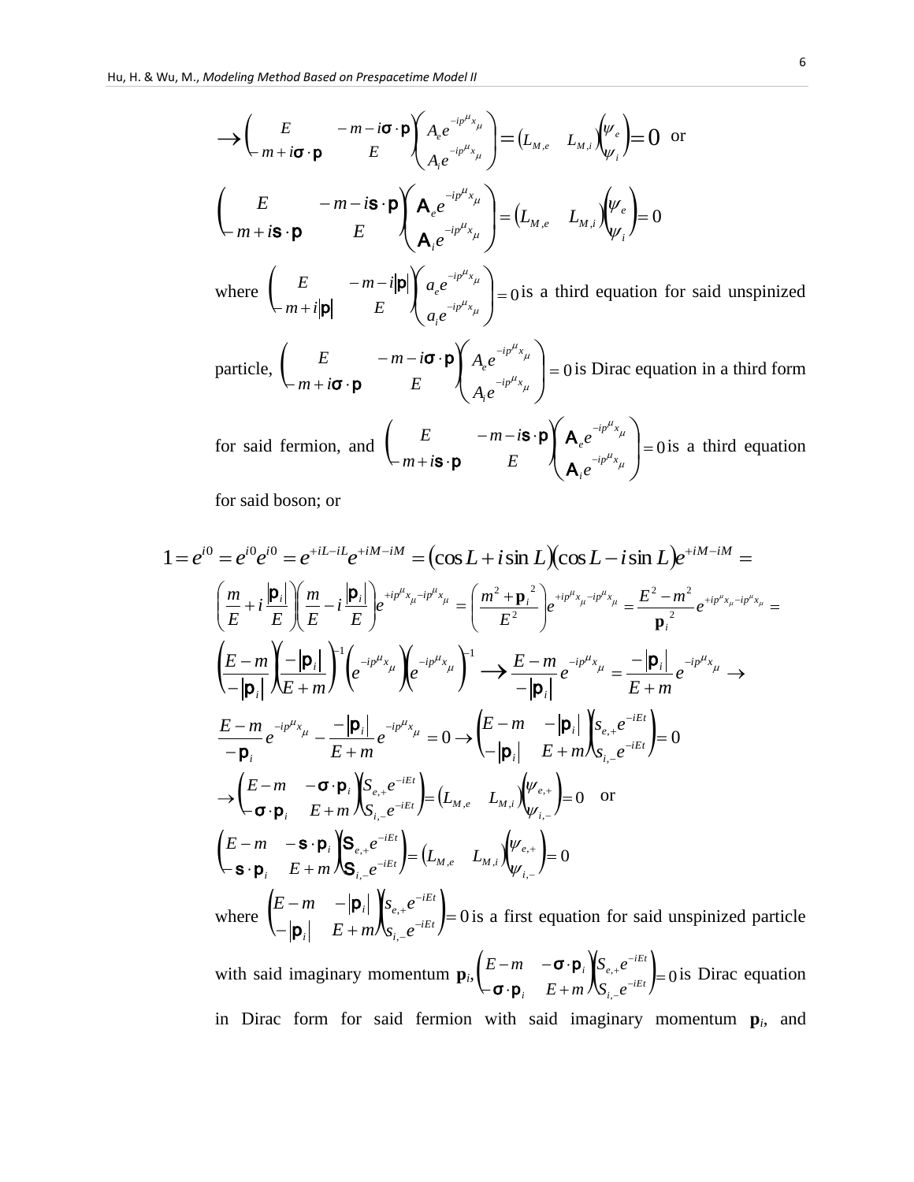$$\rightarrow \begin{pmatrix} E & -m-i\boldsymbol{\sigma}\cdot\mathbf{p} \\ -m+i\boldsymbol{\sigma}\cdot\mathbf{p} & E \end{pmatrix}\begin{pmatrix} A_e e^{-ip^\mu x_\mu} \\ A_i e^{-ip^\mu x_\mu} \end{pmatrix} = \begin{pmatrix} L_{M,e} & L_{M,i} \end{pmatrix}\begin{pmatrix} \psi_e \\ \psi_i \end{pmatrix} = 0 \text{ or}$$

$$\begin{pmatrix} E & -m-i\mathbf{s}\cdot\mathbf{p} \\ -m+i\mathbf{s}\cdot\mathbf{p} & E \end{pmatrix}\begin{pmatrix} \mathbf{A}_e e^{-ip^\mu x_\mu} \\ \mathbf{A}_i e^{-ip^\mu x_\mu} \end{pmatrix} = \begin{pmatrix} L_{M,e} & L_{M,i} \end{pmatrix}\begin{pmatrix} \psi_e \\ \psi_i \end{pmatrix} = 0$$

where $\begin{pmatrix} E & -m-i|\mathbf{p}| \\ -m+i|\mathbf{p}| & E \end{pmatrix}\begin{pmatrix} a_e e^{-ip^\mu x_\mu} \\ a_i e^{-ip^\mu x_\mu} \end{pmatrix} = 0$ is a third equation for said unspinized particle, $\begin{pmatrix} E & -m-i\boldsymbol{\sigma}\cdot\mathbf{p} \\ -m+i\boldsymbol{\sigma}\cdot\mathbf{p} & E \end{pmatrix}\begin{pmatrix} A_e e^{-ip^\mu x_\mu} \\ A_i e^{-ip^\mu x_\mu} \end{pmatrix} = 0$ is Dirac equation in a third form for said fermion, and $\begin{pmatrix} E & -m-i\mathbf{s}\cdot\mathbf{p} \\ -m+i\mathbf{s}\cdot\mathbf{p} & E \end{pmatrix}\begin{pmatrix} \mathbf{A}_e e^{-ip^\mu x_\mu} \\ \mathbf{A}_i e^{-ip^\mu x_\mu} \end{pmatrix} = 0$ is a third equation for said boson; or

$$1 = e^{i0} = e^{i0}e^{i0} = e^{+iL-iL}e^{+iM-iM} = (\cos L + i\sin L)(\cos L - i\sin L)e^{+iM-iM} =$$

$$\left(\frac{m}{E} + i\frac{|\mathbf{p}_i|}{E}\right)\left(\frac{m}{E} - i\frac{|\mathbf{p}_i|}{E}\right)e^{+ip^\mu x_\mu - ip^\mu x_\mu} = \left(\frac{m^2 + \mathbf{p}_i^{\,2}}{E^2}\right)e^{+ip^\mu x_\mu - ip^\mu x_\mu} = \frac{E^2 - m^2}{\mathbf{p}_i^{\,2}}e^{+ip^\mu x_\mu - ip^\mu x_\mu} =$$

$$\left(\frac{E-m}{-|\mathbf{p}_i|}\right)\left(\frac{-|\mathbf{p}_i|}{E+m}\right)^{-1}\left(e^{-ip^\mu x_\mu}\right)\left(e^{-ip^\mu x_\mu}\right)^{-1} \longrightarrow \frac{E-m}{-|\mathbf{p}_i|}e^{-ip^\mu x_\mu} = \frac{-|\mathbf{p}_i|}{E+m}e^{-ip^\mu x_\mu} \rightarrow$$

$$\frac{E-m}{-\mathbf{p}_i}e^{-ip^\mu x_\mu} - \frac{-|\mathbf{p}_i|}{E+m}e^{-ip^\mu x_\mu} = 0 \rightarrow \begin{pmatrix} E-m & -|\mathbf{p}_i| \\ -|\mathbf{p}_i| & E+m \end{pmatrix}\begin{pmatrix} s_{e,+}e^{-iEt} \\ s_{i,-}e^{-iEt} \end{pmatrix} = 0$$

$$\rightarrow \begin{pmatrix} E-m & -\boldsymbol{\sigma}\cdot\mathbf{p}_i \\ -\boldsymbol{\sigma}\cdot\mathbf{p}_i & E+m \end{pmatrix}\begin{pmatrix} S_{e,+}e^{-iEt} \\ S_{i,-}e^{-iEt} \end{pmatrix} = \begin{pmatrix} L_{M,e} & L_{M,i} \end{pmatrix}\begin{pmatrix} \psi_{e,+} \\ \psi_{i,-} \end{pmatrix} = 0 \quad \text{or}$$

$$\begin{pmatrix} E-m & -\mathbf{s}\cdot\mathbf{p}_i \\ -\mathbf{s}\cdot\mathbf{p}_i & E+m \end{pmatrix}\begin{pmatrix} \mathbf{S}_{e,+}e^{-iEt} \\ \mathbf{S}_{i,-}e^{-iEt} \end{pmatrix} = \begin{pmatrix} L_{M,e} & L_{M,i} \end{pmatrix}\begin{pmatrix} \psi_{e,+} \\ \psi_{i,-} \end{pmatrix} = 0$$

where $\begin{pmatrix} E-m & -|\mathbf{p}_i| \\ -|\mathbf{p}_i| & E+m \end{pmatrix}\begin{pmatrix} s_{e,+}e^{-iEt} \\ s_{i,-}e^{-iEt} \end{pmatrix} = 0$ is a first equation for said unspinized particle with said imaginary momentum $\mathbf{p}_i$, $\begin{pmatrix} E-m & -\boldsymbol{\sigma}\cdot\mathbf{p}_i \\ -\boldsymbol{\sigma}\cdot\mathbf{p}_i & E+m \end{pmatrix}\begin{pmatrix} S_{e,+}e^{-iEt} \\ S_{i,-}e^{-iEt} \end{pmatrix} = 0$ is Dirac equation in Dirac form for said fermion with said imaginary momentum $\mathbf{p}_i$, and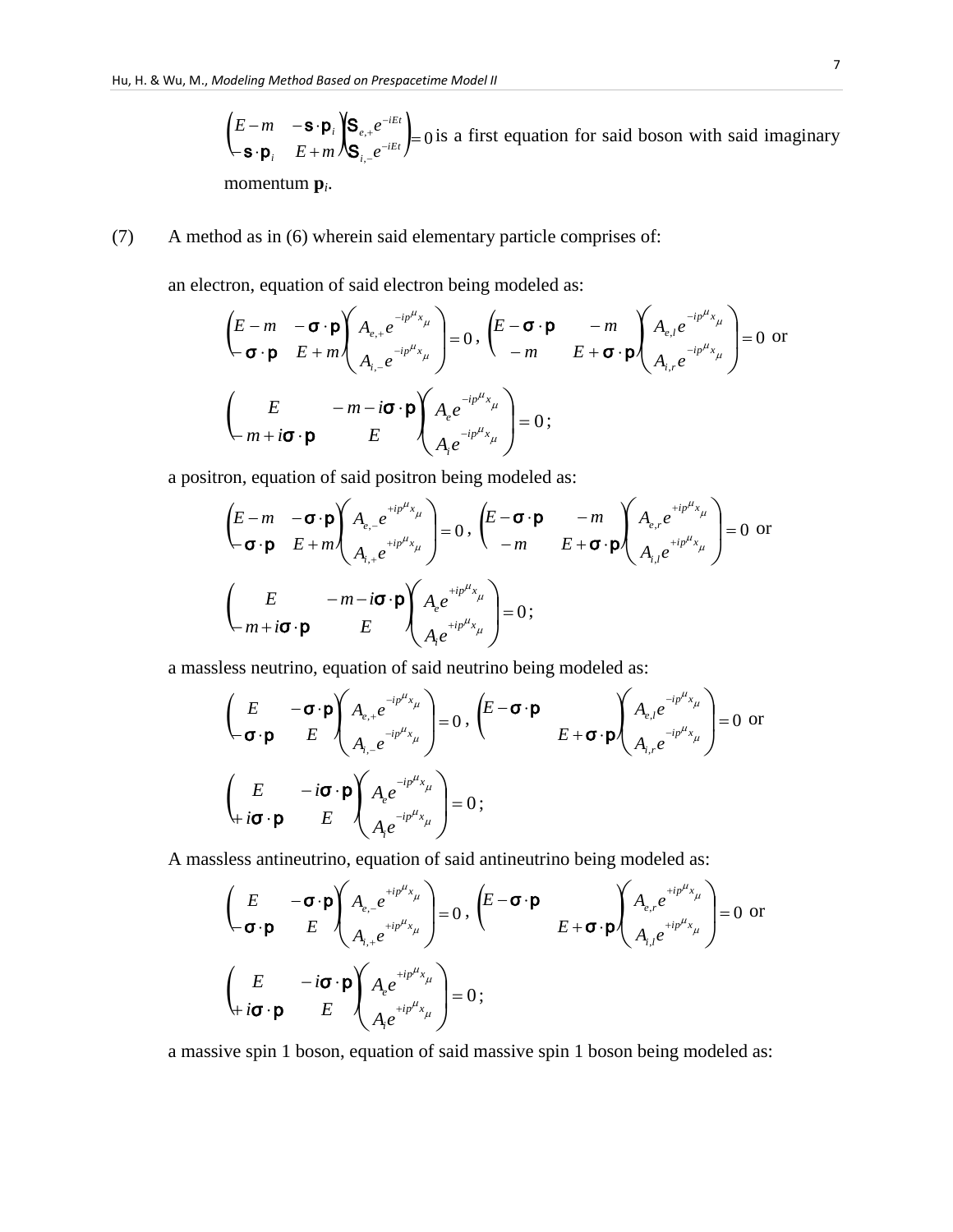$\begin{pmatrix} E-m & -\mathbf{s}\cdot\mathbf{p}_i \\ -\mathbf{s}\cdot\mathbf{p}_i & E+m \end{pmatrix}\begin{pmatrix} \mathbf{S}_{e,+}e^{-iEt} \\ \mathbf{S}_{i,-}e^{-iEt} \end{pmatrix}=0$ is a first equation for said boson with said imaginary momentum $\mathbf{p}_i$.

(7) A method as in (6) wherein said elementary particle comprises of:

an electron, equation of said electron being modeled as:

$$\begin{pmatrix} E-m & -\boldsymbol{\sigma}\cdot\mathbf{p} \\ -\boldsymbol{\sigma}\cdot\mathbf{p} & E+m \end{pmatrix}\begin{pmatrix} A_{e,+}e^{-ip^{\mu}x_{\mu}} \\ A_{i,-}e^{-ip^{\mu}x_{\mu}} \end{pmatrix}=0\,,\ \begin{pmatrix} E-\boldsymbol{\sigma}\cdot\mathbf{p} & -m \\ -m & E+\boldsymbol{\sigma}\cdot\mathbf{p} \end{pmatrix}\begin{pmatrix} A_{e,l}e^{-ip^{\mu}x_{\mu}} \\ A_{i,r}e^{-ip^{\mu}x_{\mu}} \end{pmatrix}=0 \text{ or}$$

$$\begin{pmatrix} E & -m-i\boldsymbol{\sigma}\cdot\mathbf{p} \\ -m+i\boldsymbol{\sigma}\cdot\mathbf{p} & E \end{pmatrix}\begin{pmatrix} A_{e}e^{-ip^{\mu}x_{\mu}} \\ A_{i}e^{-ip^{\mu}x_{\mu}} \end{pmatrix}=0\,;$$

a positron, equation of said positron being modeled as:

$$\begin{pmatrix} E-m & -\boldsymbol{\sigma}\cdot\mathbf{p} \\ -\boldsymbol{\sigma}\cdot\mathbf{p} & E+m \end{pmatrix}\begin{pmatrix} A_{e,-}e^{+ip^{\mu}x_{\mu}} \\ A_{i,+}e^{+ip^{\mu}x_{\mu}} \end{pmatrix}=0\,,\ \begin{pmatrix} E-\boldsymbol{\sigma}\cdot\mathbf{p} & -m \\ -m & E+\boldsymbol{\sigma}\cdot\mathbf{p} \end{pmatrix}\begin{pmatrix} A_{e,r}e^{+ip^{\mu}x_{\mu}} \\ A_{i,l}e^{+ip^{\mu}x_{\mu}} \end{pmatrix}=0 \text{ or}$$

$$\begin{pmatrix} E & -m-i\boldsymbol{\sigma}\cdot\mathbf{p} \\ -m+i\boldsymbol{\sigma}\cdot\mathbf{p} & E \end{pmatrix}\begin{pmatrix} A_{e}e^{+ip^{\mu}x_{\mu}} \\ A_{i}e^{+ip^{\mu}x_{\mu}} \end{pmatrix}=0\,;$$

a massless neutrino, equation of said neutrino being modeled as:

$$\begin{pmatrix} E & -\boldsymbol{\sigma}\cdot\mathbf{p} \\ -\boldsymbol{\sigma}\cdot\mathbf{p} & E \end{pmatrix}\begin{pmatrix} A_{e,+}e^{-ip^{\mu}x_{\mu}} \\ A_{i,-}e^{-ip^{\mu}x_{\mu}} \end{pmatrix}=0\,,\ \begin{pmatrix} E-\boldsymbol{\sigma}\cdot\mathbf{p} & \\ & E+\boldsymbol{\sigma}\cdot\mathbf{p} \end{pmatrix}\begin{pmatrix} A_{e,l}e^{-ip^{\mu}x_{\mu}} \\ A_{i,r}e^{-ip^{\mu}x_{\mu}} \end{pmatrix}=0 \text{ or}$$

$$\begin{pmatrix} E & -i\boldsymbol{\sigma}\cdot\mathbf{p} \\ +i\boldsymbol{\sigma}\cdot\mathbf{p} & E \end{pmatrix}\begin{pmatrix} A_{e}e^{-ip^{\mu}x_{\mu}} \\ A_{i}e^{-ip^{\mu}x_{\mu}} \end{pmatrix}=0\,;$$

A massless antineutrino, equation of said antineutrino being modeled as:

$$\begin{pmatrix} E & -\boldsymbol{\sigma}\cdot\mathbf{p} \\ -\boldsymbol{\sigma}\cdot\mathbf{p} & E \end{pmatrix}\begin{pmatrix} A_{e,-}e^{+ip^{\mu}x_{\mu}} \\ A_{i,+}e^{+ip^{\mu}x_{\mu}} \end{pmatrix}=0\,,\ \begin{pmatrix} E-\boldsymbol{\sigma}\cdot\mathbf{p} & \\ & E+\boldsymbol{\sigma}\cdot\mathbf{p} \end{pmatrix}\begin{pmatrix} A_{e,r}e^{+ip^{\mu}x_{\mu}} \\ A_{i,l}e^{+ip^{\mu}x_{\mu}} \end{pmatrix}=0 \text{ or}$$

$$\begin{pmatrix} E & -i\boldsymbol{\sigma}\cdot\mathbf{p} \\ +i\boldsymbol{\sigma}\cdot\mathbf{p} & E \end{pmatrix}\begin{pmatrix} A_{e}e^{+ip^{\mu}x_{\mu}} \\ A_{i}e^{+ip^{\mu}x_{\mu}} \end{pmatrix}=0\,;$$

a massive spin 1 boson, equation of said massive spin 1 boson being modeled as: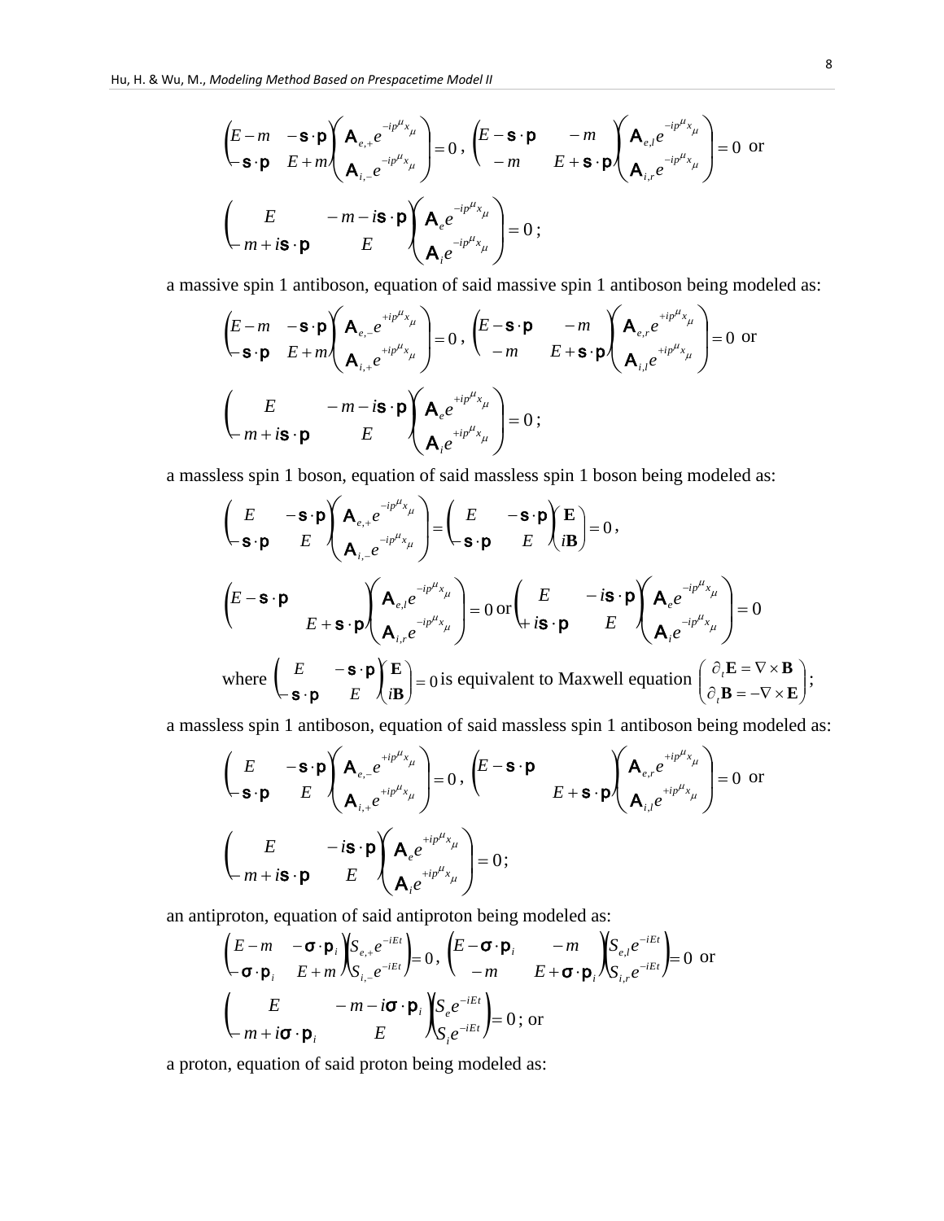$$\begin{pmatrix} E-m & -\mathbf{s}\cdot\mathbf{p} \\ -\mathbf{s}\cdot\mathbf{p} & E+m \end{pmatrix}\begin{pmatrix} \mathsf{A}_{e,+}e^{-ip^{\mu}x_{\mu}} \\ \mathsf{A}_{i,-}e^{-ip^{\mu}x_{\mu}} \end{pmatrix}=0\,,\ \begin{pmatrix} E-\mathbf{s}\cdot\mathbf{p} & -m \\ -m & E+\mathbf{s}\cdot\mathbf{p} \end{pmatrix}\begin{pmatrix} \mathsf{A}_{e,l}e^{-ip^{\mu}x_{\mu}} \\ \mathsf{A}_{i,r}e^{-ip^{\mu}x_{\mu}} \end{pmatrix}=0 \text{ or}$$

$$\begin{pmatrix} E & -m-i\mathbf{s}\cdot\mathbf{p} \\ -m+i\mathbf{s}\cdot\mathbf{p} & E \end{pmatrix}\begin{pmatrix} \mathsf{A}_{e}e^{-ip^{\mu}x_{\mu}} \\ \mathsf{A}_{i}e^{-ip^{\mu}x_{\mu}} \end{pmatrix}=0\,;$$

a massive spin 1 antiboson, equation of said massive spin 1 antiboson being modeled as:

$$\begin{pmatrix} E-m & -\mathbf{s}\cdot\mathbf{p} \\ -\mathbf{s}\cdot\mathbf{p} & E+m \end{pmatrix}\begin{pmatrix} \mathsf{A}_{e,-}e^{+ip^{\mu}x_{\mu}} \\ \mathsf{A}_{i,+}e^{+ip^{\mu}x_{\mu}} \end{pmatrix}=0\,,\ \begin{pmatrix} E-\mathbf{s}\cdot\mathbf{p} & -m \\ -m & E+\mathbf{s}\cdot\mathbf{p} \end{pmatrix}\begin{pmatrix} \mathsf{A}_{e,r}e^{+ip^{\mu}x_{\mu}} \\ \mathsf{A}_{i,l}e^{+ip^{\mu}x_{\mu}} \end{pmatrix}=0 \text{ or}$$

$$\begin{pmatrix} E & -m-i\mathbf{s}\cdot\mathbf{p} \\ -m+i\mathbf{s}\cdot\mathbf{p} & E \end{pmatrix}\begin{pmatrix} \mathsf{A}_{e}e^{+ip^{\mu}x_{\mu}} \\ \mathsf{A}_{i}e^{+ip^{\mu}x_{\mu}} \end{pmatrix}=0\,;$$

a massless spin 1 boson, equation of said massless spin 1 boson being modeled as:

$$\begin{pmatrix} E & -\mathbf{s}\cdot\mathbf{p} \\ -\mathbf{s}\cdot\mathbf{p} & E \end{pmatrix}\begin{pmatrix} \mathsf{A}_{e,+}e^{-ip^{\mu}x_{\mu}} \\ \mathsf{A}_{i,-}e^{-ip^{\mu}x_{\mu}} \end{pmatrix}=\begin{pmatrix} E & -\mathbf{s}\cdot\mathbf{p} \\ -\mathbf{s}\cdot\mathbf{p} & E \end{pmatrix}\begin{pmatrix} \mathbf{E} \\ i\mathbf{B} \end{pmatrix}=0\,,$$

$$\begin{pmatrix} E-\mathbf{s}\cdot\mathbf{p} & \\ & E+\mathbf{s}\cdot\mathbf{p} \end{pmatrix}\begin{pmatrix} \mathsf{A}_{e,l}e^{-ip^{\mu}x_{\mu}} \\ \mathsf{A}_{i,r}e^{-ip^{\mu}x_{\mu}} \end{pmatrix}=0 \text{ or} \begin{pmatrix} E & -i\mathbf{s}\cdot\mathbf{p} \\ +i\mathbf{s}\cdot\mathbf{p} & E \end{pmatrix}\begin{pmatrix} \mathsf{A}_{e}e^{-ip^{\mu}x_{\mu}} \\ \mathsf{A}_{i}e^{-ip^{\mu}x_{\mu}} \end{pmatrix}=0$$

where $\begin{pmatrix} E & -\mathbf{s}\cdot\mathbf{p} \\ -\mathbf{s}\cdot\mathbf{p} & E \end{pmatrix}\begin{pmatrix} \mathbf{E} \\ i\mathbf{B} \end{pmatrix}=0$ is equivalent to Maxwell equation $\begin{pmatrix} \partial_t \mathbf{E} = \nabla\times\mathbf{B} \\ \partial_t \mathbf{B} = -\nabla\times\mathbf{E} \end{pmatrix}$;

a massless spin 1 antiboson, equation of said massless spin 1 antiboson being modeled as:

$$\begin{pmatrix} E & -\mathbf{s}\cdot\mathbf{p} \\ -\mathbf{s}\cdot\mathbf{p} & E \end{pmatrix}\begin{pmatrix} \mathsf{A}_{e,-}e^{+ip^{\mu}x_{\mu}} \\ \mathsf{A}_{i,+}e^{+ip^{\mu}x_{\mu}} \end{pmatrix}=0\,,\ \begin{pmatrix} E-\mathbf{s}\cdot\mathbf{p} & \\ & E+\mathbf{s}\cdot\mathbf{p} \end{pmatrix}\begin{pmatrix} \mathsf{A}_{e,r}e^{+ip^{\mu}x_{\mu}} \\ \mathsf{A}_{i,l}e^{+ip^{\mu}x_{\mu}} \end{pmatrix}=0 \text{ or}$$

$$\begin{pmatrix} E & -i\mathbf{s}\cdot\mathbf{p} \\ -m+i\mathbf{s}\cdot\mathbf{p} & E \end{pmatrix}\begin{pmatrix} \mathsf{A}_{e}e^{+ip^{\mu}x_{\mu}} \\ \mathsf{A}_{i}e^{+ip^{\mu}x_{\mu}} \end{pmatrix}=0;$$

an antiproton, equation of said antiproton being modeled as:

$$\begin{pmatrix} E-m & -\boldsymbol{\sigma}\cdot\mathbf{p}_i \\ -\boldsymbol{\sigma}\cdot\mathbf{p}_i & E+m \end{pmatrix}\begin{pmatrix} S_{e,+}e^{-iEt} \\ S_{i,-}e^{-iEt} \end{pmatrix}=0\,,\ \begin{pmatrix} E-\boldsymbol{\sigma}\cdot\mathbf{p}_i & -m \\ -m & E+\boldsymbol{\sigma}\cdot\mathbf{p}_i \end{pmatrix}\begin{pmatrix} S_{e,l}e^{-iEt} \\ S_{i,r}e^{-iEt} \end{pmatrix}=0 \text{ or}$$

$$\begin{pmatrix} E & -m-i\boldsymbol{\sigma}\cdot\mathbf{p}_i \\ -m+i\boldsymbol{\sigma}\cdot\mathbf{p}_i & E \end{pmatrix}\begin{pmatrix} S_{e}e^{-iEt} \\ S_{i}e^{-iEt} \end{pmatrix}=0\text{; or}$$

a proton, equation of said proton being modeled as: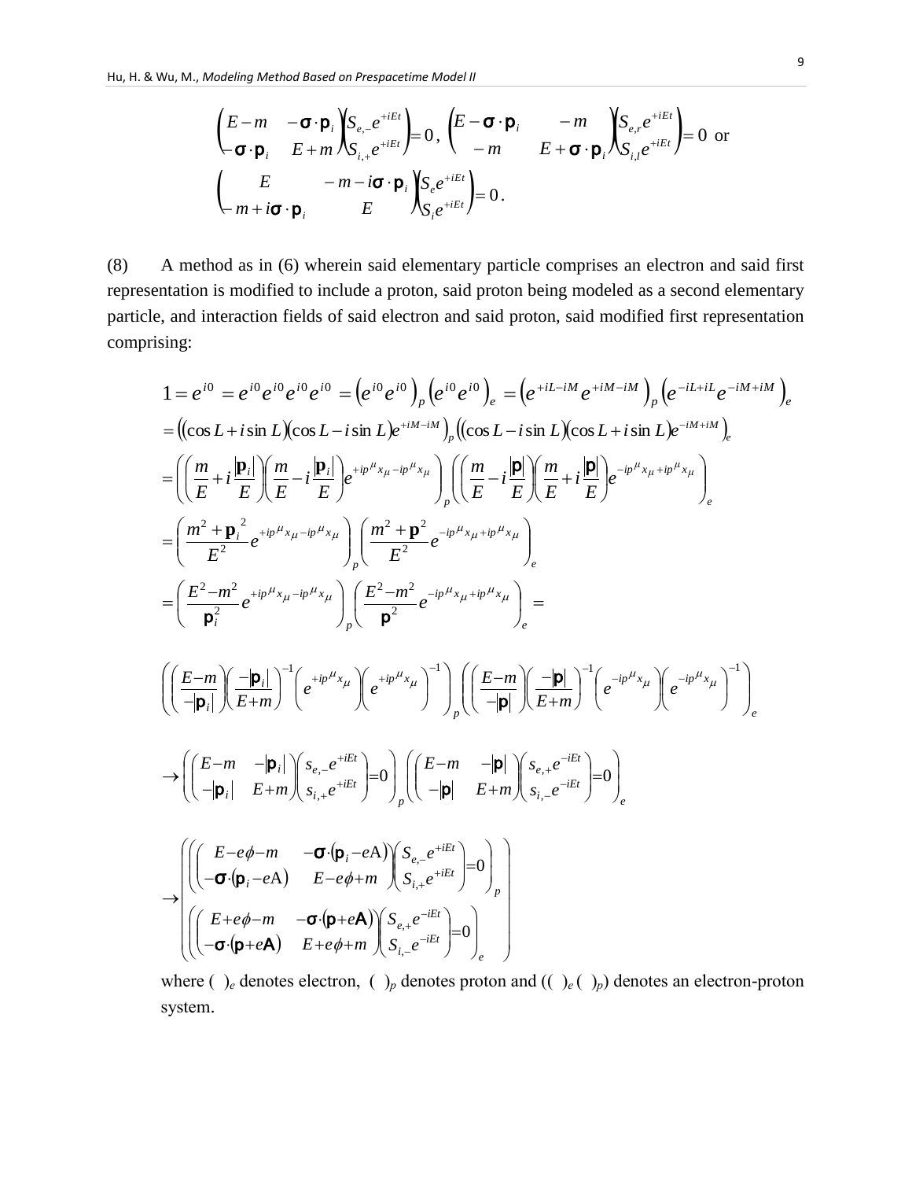$$\begin{pmatrix} E-m & -\boldsymbol{\sigma}\cdot\mathbf{p}_i \\ -\boldsymbol{\sigma}\cdot\mathbf{p}_i & E+m \end{pmatrix}\begin{pmatrix} S_{e,-}e^{+iEt} \\ S_{i,+}e^{+iEt} \end{pmatrix}=0\,,\ \begin{pmatrix} E-\boldsymbol{\sigma}\cdot\mathbf{p}_i & -m \\ -m & E+\boldsymbol{\sigma}\cdot\mathbf{p}_i \end{pmatrix}\begin{pmatrix} S_{e,r}e^{+iEt} \\ S_{i,l}e^{+iEt} \end{pmatrix}=0 \text{ or}$$

$$\begin{pmatrix} E & -m-i\boldsymbol{\sigma}\cdot\mathbf{p}_i \\ -m+i\boldsymbol{\sigma}\cdot\mathbf{p}_i & E \end{pmatrix}\begin{pmatrix} S_e e^{+iEt} \\ S_i e^{+iEt} \end{pmatrix}=0\,.$$

(8) A method as in (6) wherein said elementary particle comprises an electron and said first representation is modified to include a proton, said proton being modeled as a second elementary particle, and interaction fields of said electron and said proton, said modified first representation comprising:

$$1=e^{i0}=e^{i0}e^{i0}e^{i0}e^{i0}=\left(e^{i0}e^{i0}\right)_p\left(e^{i0}e^{i0}\right)_e=\left(e^{+iL-iM}e^{+iM-iM}\right)_p\left(e^{-iL+iL}e^{-iM+iM}\right)_e$$

$$=\left((\cos L+i\sin L)(\cos L-i\sin L)e^{+iM-iM}\right)_p\left((\cos L-i\sin L)(\cos L+i\sin L)e^{-iM+iM}\right)_e$$

$$=\left(\left(\frac{m}{E}+i\frac{|\mathbf{p}_i|}{E}\right)\left(\frac{m}{E}-i\frac{|\mathbf{p}_i|}{E}\right)e^{+ip^\mu x_\mu-ip^\mu x_\mu}\right)_p\left(\left(\frac{m}{E}-i\frac{|\mathbf{p}|}{E}\right)\left(\frac{m}{E}+i\frac{|\mathbf{p}|}{E}\right)e^{-ip^\mu x_\mu+ip^\mu x_\mu}\right)_e$$

$$=\left(\frac{m^2+\mathbf{p}_i^{\,2}}{E^2}e^{+ip^\mu x_\mu-ip^\mu x_\mu}\right)_p\left(\frac{m^2+\mathbf{p}^2}{E^2}e^{-ip^\mu x_\mu+ip^\mu x_\mu}\right)_e$$

$$=\left(\frac{E^2-m^2}{\mathbf{p}_i^2}e^{+ip^\mu x_\mu-ip^\mu x_\mu}\right)_p\left(\frac{E^2-m^2}{\mathbf{p}^2}e^{-ip^\mu x_\mu+ip^\mu x_\mu}\right)_e=$$

$$\left(\left(\frac{E-m}{-|\mathbf{p}_i|}\right)\left(\frac{-|\mathbf{p}_i|}{E+m}\right)^{-1}\left(e^{+ip^\mu x_\mu}\right)\left(e^{+ip^\mu x_\mu}\right)^{-1}\right)_p\left(\left(\frac{E-m}{-|\mathbf{p}|}\right)\left(\frac{-|\mathbf{p}|}{E+m}\right)^{-1}\left(e^{-ip^\mu x_\mu}\right)\left(e^{-ip^\mu x_\mu}\right)^{-1}\right)_e$$

$$\rightarrow\left(\begin{pmatrix} E-m & -|\mathbf{p}_i| \\ -|\mathbf{p}_i| & E+m \end{pmatrix}\begin{pmatrix} s_{e,-}e^{+iEt} \\ s_{i,+}e^{+iEt} \end{pmatrix}=0\right)_p\left(\begin{pmatrix} E-m & -|\mathbf{p}| \\ -|\mathbf{p}| & E+m \end{pmatrix}\begin{pmatrix} s_{e,+}e^{-iEt} \\ s_{i,-}e^{-iEt} \end{pmatrix}=0\right)_e$$

$$\rightarrow\begin{pmatrix}\left(\begin{pmatrix} E-e\phi-m & -\boldsymbol{\sigma}\cdot(\mathbf{p}_i-e\mathrm{A}) \\ -\boldsymbol{\sigma}\cdot(\mathbf{p}_i-e\mathrm{A}) & E-e\phi+m \end{pmatrix}\begin{pmatrix} S_{e,-}e^{+iEt} \\ S_{i,+}e^{+iEt} \end{pmatrix}=0\right)_p \\ \left(\begin{pmatrix} E+e\phi-m & -\boldsymbol{\sigma}\cdot(\mathbf{p}+e\mathbf{A}) \\ -\boldsymbol{\sigma}\cdot(\mathbf{p}+e\mathbf{A}) & E+e\phi+m \end{pmatrix}\begin{pmatrix} S_{e,+}e^{-iEt} \\ S_{i,-}e^{-iEt} \end{pmatrix}=0\right)_e\end{pmatrix}$$

where $(\ )_e$ denotes electron, $(\ )_p$ denotes proton and $((\ )_e\,(\ )_p)$ denotes an electron-proton system.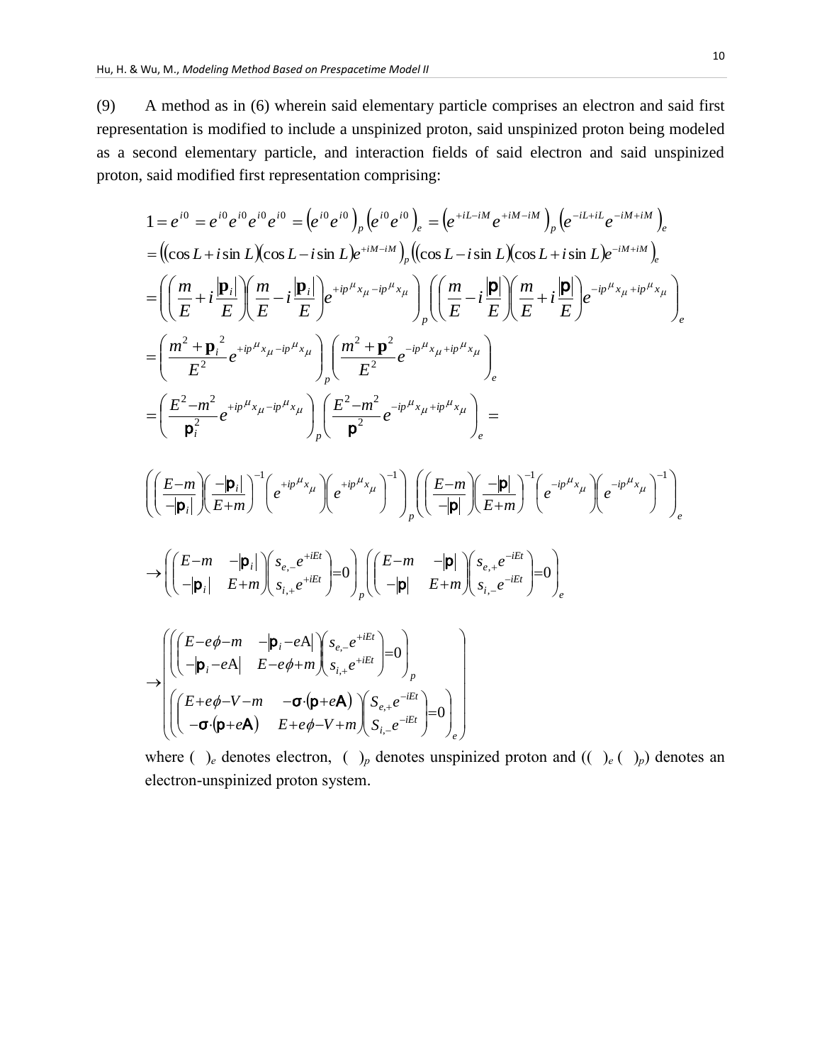(9) A method as in (6) wherein said elementary particle comprises an electron and said first representation is modified to include a unspinized proton, said unspinized proton being modeled as a second elementary particle, and interaction fields of said electron and said unspinized proton, said modified first representation comprising:

$$
\begin{aligned}
1 &= e^{i0} = e^{i0}e^{i0}e^{i0}e^{i0} = \left(e^{i0}e^{i0}\right)_p \left(e^{i0}e^{i0}\right)_e = \left(e^{+iL-iM}e^{+iM-iM}\right)_p \left(e^{-iL+iL}e^{-iM+iM}\right)_e \\
&= \left((\cos L + i\sin L)(\cos L - i\sin L)e^{+iM-iM}\right)_p \left((\cos L - i\sin L)(\cos L + i\sin L)e^{-iM+iM}\right)_e \\
&= \left(\left(\frac{m}{E} + i\frac{|\mathbf{p}_i|}{E}\right)\left(\frac{m}{E} - i\frac{|\mathbf{p}_i|}{E}\right)e^{+ip^\mu x_\mu - ip^\mu x_\mu}\right)_p \left(\left(\frac{m}{E} - i\frac{|\mathbf{p}|}{E}\right)\left(\frac{m}{E} + i\frac{|\mathbf{p}|}{E}\right)e^{-ip^\mu x_\mu + ip^\mu x_\mu}\right)_e \\
&= \left(\frac{m^2 + \mathbf{p}_i{}^2}{E^2}e^{+ip^\mu x_\mu - ip^\mu x_\mu}\right)_p \left(\frac{m^2 + \mathbf{p}^2}{E^2}e^{-ip^\mu x_\mu + ip^\mu x_\mu}\right)_e \\
&= \left(\frac{E^2 - m^2}{\mathbf{p}_i^2}e^{+ip^\mu x_\mu - ip^\mu x_\mu}\right)_p \left(\frac{E^2 - m^2}{\mathbf{p}^2}e^{-ip^\mu x_\mu + ip^\mu x_\mu}\right)_e =
\end{aligned}
$$

$$
\left(\left(\frac{E-m}{-|\mathbf{p}_i|}\right)\left(\frac{-|\mathbf{p}_i|}{E+m}\right)^{-1}\left(e^{+ip^\mu x_\mu}\right)\left(e^{+ip^\mu x_\mu}\right)^{-1}\right)_p \left(\left(\frac{E-m}{-|\mathbf{p}|}\right)\left(\frac{-|\mathbf{p}|}{E+m}\right)^{-1}\left(e^{-ip^\mu x_\mu}\right)\left(e^{-ip^\mu x_\mu}\right)^{-1}\right)_e
$$

$$
\rightarrow \left(\begin{pmatrix} E-m & -|\mathbf{p}_i| \\ -|\mathbf{p}_i| & E+m \end{pmatrix}\begin{pmatrix} s_{e,-}e^{+iEt} \\ s_{i,+}e^{+iEt} \end{pmatrix} = 0\right)_p \left(\begin{pmatrix} E-m & -|\mathbf{p}| \\ -|\mathbf{p}| & E+m \end{pmatrix}\begin{pmatrix} s_{e,+}e^{-iEt} \\ s_{i,-}e^{-iEt} \end{pmatrix} = 0\right)_e
$$

$$
\rightarrow \left(\begin{array}{l}
\left(\begin{pmatrix} E-e\phi-m & -|\mathbf{p}_i - e\mathrm{A}| \\ -|\mathbf{p}_i - e\mathrm{A}| & E-e\phi+m \end{pmatrix}\begin{pmatrix} s_{e,-}e^{+iEt} \\ s_{i,+}e^{+iEt} \end{pmatrix} = 0\right)_p \\
\left(\begin{pmatrix} E+e\phi-V-m & -\boldsymbol{\sigma}\cdot(\mathbf{p}+e\mathbf{A}) \\ -\boldsymbol{\sigma}\cdot(\mathbf{p}+e\mathbf{A}) & E+e\phi-V+m \end{pmatrix}\begin{pmatrix} S_{e,+}e^{-iEt} \\ S_{i,-}e^{-iEt} \end{pmatrix} = 0\right)_e
\end{array}\right)
$$

where $(\ )_e$ denotes electron, $(\ )_p$ denotes unspinized proton and $((\ )_e\,(\ )_p)$ denotes an electron-unspinized proton system.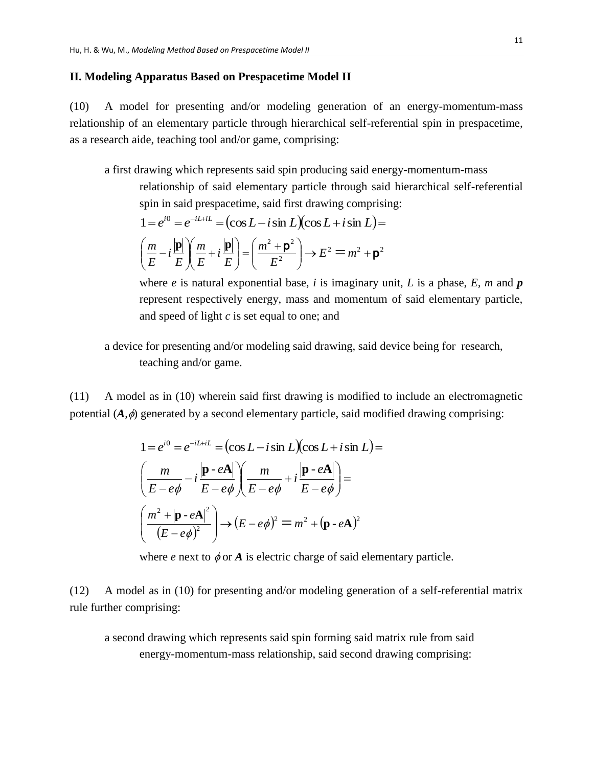## II. Modeling Apparatus Based on Prespacetime Model II

(10) A model for presenting and/or modeling generation of an energy-momentum-mass relationship of an elementary particle through hierarchical self-referential spin in prespacetime, as a research aide, teaching tool and/or game, comprising:

a first drawing which represents said spin producing said energy-momentum-mass relationship of said elementary particle through said hierarchical self-referential spin in said prespacetime, said first drawing comprising:

$$1 = e^{i0} = e^{-iL+iL} = (\cos L - i\sin L)(\cos L + i\sin L) =$$

$$\left(\frac{m}{E} - i\frac{|\mathbf{p}|}{E}\right)\left(\frac{m}{E} + i\frac{|\mathbf{p}|}{E}\right) = \left(\frac{m^2 + \mathbf{p}^2}{E^2}\right) \rightarrow E^2 = m^2 + \mathbf{p}^2$$

where *e* is natural exponential base, *i* is imaginary unit, *L* is a phase, *E*, *m* and ***p*** represent respectively energy, mass and momentum of said elementary particle, and speed of light *c* is set equal to one; and

a device for presenting and/or modeling said drawing, said device being for research, teaching and/or game.

(11) A model as in (10) wherein said first drawing is modified to include an electromagnetic potential $(\boldsymbol{A},\phi)$ generated by a second elementary particle, said modified drawing comprising:

$$1 = e^{i0} = e^{-iL+iL} = (\cos L - i\sin L)(\cos L + i\sin L) =$$

$$\left(\frac{m}{E - e\phi} - i\frac{|\mathbf{p} - e\mathbf{A}|}{E - e\phi}\right)\left(\frac{m}{E - e\phi} + i\frac{|\mathbf{p} - e\mathbf{A}|}{E - e\phi}\right) =$$

$$\left(\frac{m^2 + |\mathbf{p} - e\mathbf{A}|^2}{(E - e\phi)^2}\right) \rightarrow (E - e\phi)^2 = m^2 + (\mathbf{p} - e\mathbf{A})^2$$

where *e* next to $\phi$ or ***A*** is electric charge of said elementary particle.

(12) A model as in (10) for presenting and/or modeling generation of a self-referential matrix rule further comprising:

a second drawing which represents said spin forming said matrix rule from said energy-momentum-mass relationship, said second drawing comprising: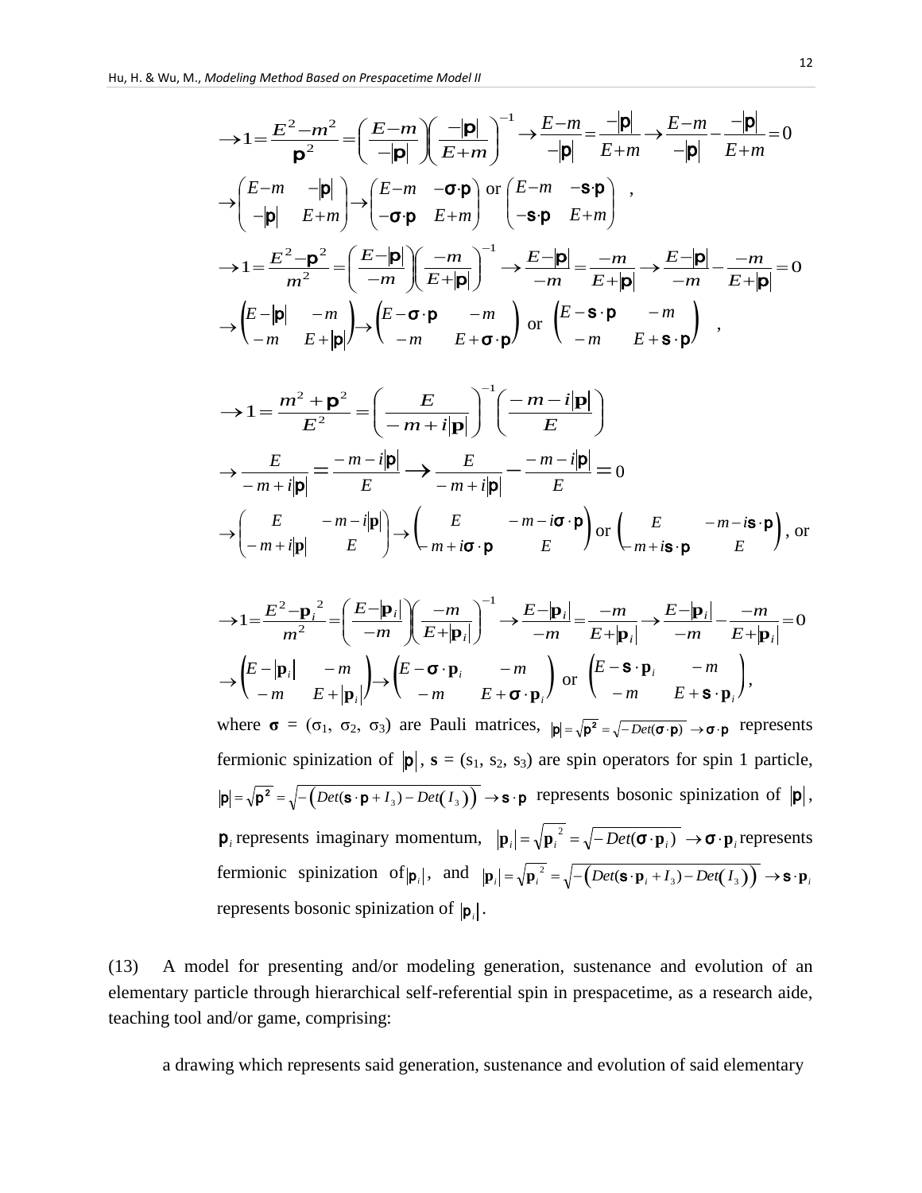$$\to 1=\frac{E^2-m^2}{\mathbf{p}^2}=\left(\frac{E-m}{-|\mathbf{p}|}\right)\left(\frac{-|\mathbf{p}|}{E+m}\right)^{-1}\to\frac{E-m}{-|\mathbf{p}|}=\frac{-|\mathbf{p}|}{E+m}\to\frac{E-m}{-|\mathbf{p}|}-\frac{-|\mathbf{p}|}{E+m}=0$$

$$\to\begin{pmatrix}E-m & -|\mathbf{p}|\\ -|\mathbf{p}| & E+m\end{pmatrix}\to\begin{pmatrix}E-m & -\boldsymbol{\sigma}\cdot\mathbf{p}\\ -\boldsymbol{\sigma}\cdot\mathbf{p} & E+m\end{pmatrix}\text{ or }\begin{pmatrix}E-m & -\mathbf{s}\cdot\mathbf{p}\\ -\mathbf{s}\cdot\mathbf{p} & E+m\end{pmatrix},$$

$$\to 1=\frac{E^2-\mathbf{p}^2}{m^2}=\left(\frac{E-|\mathbf{p}|}{-m}\right)\left(\frac{-m}{E+|\mathbf{p}|}\right)^{-1}\to\frac{E-|\mathbf{p}|}{-m}=\frac{-m}{E+|\mathbf{p}|}\to\frac{E-|\mathbf{p}|}{-m}-\frac{-m}{E+|\mathbf{p}|}=0$$

$$\to\begin{pmatrix}E-|\mathbf{p}| & -m\\ -m & E+|\mathbf{p}|\end{pmatrix}\to\begin{pmatrix}E-\boldsymbol{\sigma}\cdot\mathbf{p} & -m\\ -m & E+\boldsymbol{\sigma}\cdot\mathbf{p}\end{pmatrix}\text{ or }\begin{pmatrix}E-\mathbf{s}\cdot\mathbf{p} & -m\\ -m & E+\mathbf{s}\cdot\mathbf{p}\end{pmatrix},$$

$$\to 1=\frac{m^2+\mathbf{p}^2}{E^2}=\left(\frac{E}{-m+i|\mathbf{p}|}\right)^{-1}\left(\frac{-m-i|\mathbf{p}|}{E}\right)$$

$$\to\frac{E}{-m+i|\mathbf{p}|}=\frac{-m-i|\mathbf{p}|}{E}\to\frac{E}{-m+i|\mathbf{p}|}-\frac{-m-i|\mathbf{p}|}{E}=0$$

$$\to\begin{pmatrix}E & -m-i|\mathbf{p}|\\ -m+i|\mathbf{p}| & E\end{pmatrix}\to\begin{pmatrix}E & -m-i\boldsymbol{\sigma}\cdot\mathbf{p}\\ -m+i\boldsymbol{\sigma}\cdot\mathbf{p} & E\end{pmatrix}\text{ or }\begin{pmatrix}E & -m-i\mathbf{s}\cdot\mathbf{p}\\ -m+i\mathbf{s}\cdot\mathbf{p} & E\end{pmatrix},\text{ or}$$

$$\to 1=\frac{E^2-\mathbf{p}_i^{\,2}}{m^2}=\left(\frac{E-|\mathbf{p}_i|}{-m}\right)\left(\frac{-m}{E+|\mathbf{p}_i|}\right)^{-1}\to\frac{E-|\mathbf{p}_i|}{-m}=\frac{-m}{E+|\mathbf{p}_i|}\to\frac{E-|\mathbf{p}_i|}{-m}-\frac{-m}{E+|\mathbf{p}_i|}=0$$

$$\to\begin{pmatrix}E-|\mathbf{p}_i| & -m\\ -m & E+|\mathbf{p}_i|\end{pmatrix}\to\begin{pmatrix}E-\boldsymbol{\sigma}\cdot\mathbf{p}_i & -m\\ -m & E+\boldsymbol{\sigma}\cdot\mathbf{p}_i\end{pmatrix}\text{ or }\begin{pmatrix}E-\mathbf{s}\cdot\mathbf{p}_i & -m\\ -m & E+\mathbf{s}\cdot\mathbf{p}_i\end{pmatrix},$$

where $\boldsymbol{\sigma}$ = ($\sigma_1$, $\sigma_2$, $\sigma_3$) are Pauli matrices, $|\mathbf{p}|=\sqrt{\mathbf{p}^2}=\sqrt{-Det(\boldsymbol{\sigma}\cdot\mathbf{p})}\to\boldsymbol{\sigma}\cdot\mathbf{p}$ represents fermionic spinization of $|\mathbf{p}|$, $\mathbf{s}$ = ($s_1$, $s_2$, $s_3$) are spin operators for spin 1 particle, $|\mathbf{p}|=\sqrt{\mathbf{p}^2}=\sqrt{-\left(Det(\mathbf{s}\cdot\mathbf{p}+I_3)-Det(I_3)\right)}\to\mathbf{s}\cdot\mathbf{p}$ represents bosonic spinization of $|\mathbf{p}|$, $\mathbf{p}_i$ represents imaginary momentum, $|\mathbf{p}_i|=\sqrt{\mathbf{p}_i^{\,2}}=\sqrt{-Det(\boldsymbol{\sigma}\cdot\mathbf{p}_i)}\to\boldsymbol{\sigma}\cdot\mathbf{p}_i$ represents fermionic spinization of $|\mathbf{p}_i|$, and $|\mathbf{p}_i|=\sqrt{\mathbf{p}_i^{\,2}}=\sqrt{-\left(Det(\mathbf{s}\cdot\mathbf{p}_i+I_3)-Det(I_3)\right)}\to\mathbf{s}\cdot\mathbf{p}_i$ represents bosonic spinization of $|\mathbf{p}_i|$.

(13) A model for presenting and/or modeling generation, sustenance and evolution of an elementary particle through hierarchical self-referential spin in prespacetime, as a research aide, teaching tool and/or game, comprising:

a drawing which represents said generation, sustenance and evolution of said elementary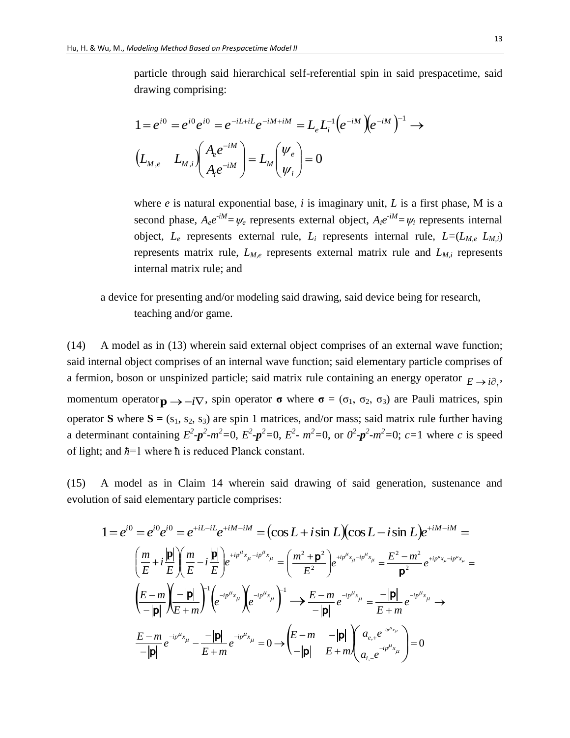particle through said hierarchical self-referential spin in said prespacetime, said drawing comprising:

$$1 = e^{i0} = e^{i0}e^{i0} = e^{-iL+iL}e^{-iM+iM} = L_e L_i^{-1}\left(e^{-iM}\right)\left(e^{-iM}\right)^{-1} \rightarrow$$

$$\begin{pmatrix} L_{M,e} & L_{M,i} \end{pmatrix}\begin{pmatrix} A_e e^{-iM} \\ A_i e^{-iM} \end{pmatrix} = L_M \begin{pmatrix} \psi_e \\ \psi_i \end{pmatrix} = 0$$

where $e$ is natural exponential base, $i$ is imaginary unit, $L$ is a first phase, M is a second phase, $A_e e^{-iM} = \psi_e$ represents external object, $A_i e^{-iM} = \psi_i$ represents internal object, $L_e$ represents external rule, $L_i$ represents internal rule, $L=(L_{M,e}\ L_{M,i})$ represents matrix rule, $L_{M,e}$ represents external matrix rule and $L_{M,i}$ represents internal matrix rule; and

a device for presenting and/or modeling said drawing, said device being for research, teaching and/or game.

(14) A model as in (13) wherein said external object comprises of an external wave function; said internal object comprises of an internal wave function; said elementary particle comprises of a fermion, boson or unspinized particle; said matrix rule containing an energy operator $E \rightarrow i\partial_t$, momentum operator $\mathbf{p} \rightarrow -i\nabla$, spin operator $\boldsymbol{\sigma}$ where $\boldsymbol{\sigma} = (\sigma_1, \sigma_2, \sigma_3)$ are Pauli matrices, spin operator $\mathbf{S}$ where $\mathbf{S} = (s_1, s_2, s_3)$ are spin 1 matrices, and/or mass; said matrix rule further having a determinant containing $E^2\text{-}\boldsymbol{p}^2\text{-}m^2=0$, $E^2\text{-}\boldsymbol{p}^2=0$, $E^2\text{-}\ m^2=0$, or $0^2\text{-}\boldsymbol{p}^2\text{-}m^2=0$; $c=1$ where $c$ is speed of light; and $\hbar=1$ where ħ is reduced Planck constant.

(15) A model as in Claim 14 wherein said drawing of said generation, sustenance and evolution of said elementary particle comprises:

$$1 = e^{i0} = e^{i0}e^{i0} = e^{+iL-iL}e^{+iM-iM} = (\cos L + i\sin L)(\cos L - i\sin L)e^{+iM-iM} =$$

$$\left(\frac{m}{E} + i\frac{|\mathbf{p}|}{E}\right)\left(\frac{m}{E} - i\frac{|\mathbf{p}|}{E}\right)e^{+ip^\mu x_\mu - ip^\mu x_\mu} = \left(\frac{m^2 + \mathbf{p}^2}{E^2}\right)e^{+ip^\mu x_\mu - ip^\mu x_\mu} = \frac{E^2 - m^2}{\mathbf{p}^2}e^{+ip^\mu x_\mu - ip^\mu x_\mu} =$$

$$\left(\frac{E-m}{-|\mathbf{p}|}\right)\left(\frac{-|\mathbf{p}|}{E+m}\right)^{-1}\left(e^{-ip^\mu x_\mu}\right)\left(e^{-ip^\mu x_\mu}\right)^{-1} \longrightarrow \frac{E-m}{-|\mathbf{p}|}e^{-ip^\mu x_\mu} = \frac{-|\mathbf{p}|}{E+m}e^{-ip^\mu x_\mu} \rightarrow$$

$$\frac{E-m}{-|\mathbf{p}|}e^{-ip^\mu x_\mu} - \frac{-|\mathbf{p}|}{E+m}e^{-ip^\mu x_\mu} = 0 \rightarrow \begin{pmatrix} E-m & -|\mathbf{p}| \\ -|\mathbf{p}| & E+m \end{pmatrix}\begin{pmatrix} a_{e,+}e^{-ip^\mu x_\mu} \\ a_{i,-}e^{-ip^\mu x_\mu} \end{pmatrix} = 0$$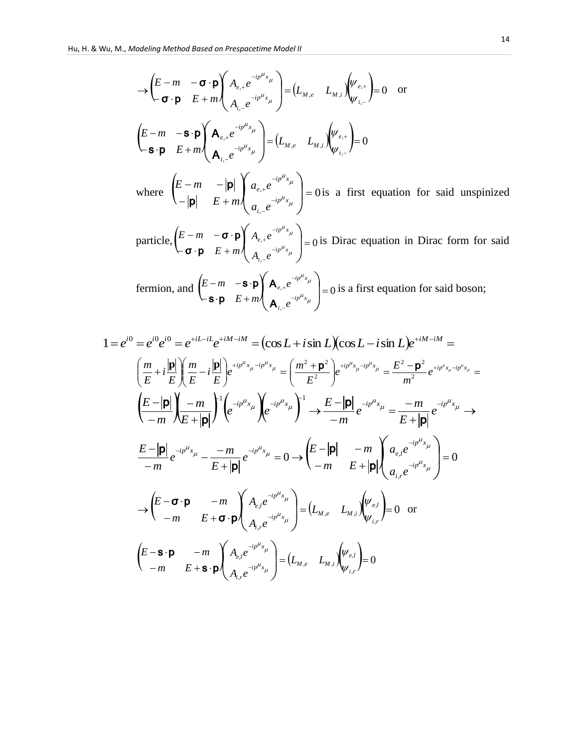$$\rightarrow \begin{pmatrix} E-m & -\boldsymbol{\sigma}\cdot\mathbf{p} \\ -\boldsymbol{\sigma}\cdot\mathbf{p} & E+m \end{pmatrix} \begin{pmatrix} A_{e,+}e^{-ip^{\mu}x_{\mu}} \\ A_{i,-}e^{-ip^{\mu}x_{\mu}} \end{pmatrix} = \begin{pmatrix} L_{M,e} & L_{M,i} \end{pmatrix} \begin{pmatrix} \psi_{e,+} \\ \psi_{i,-} \end{pmatrix} = 0 \quad \text{or}$$

$$\begin{pmatrix} E-m & -\mathbf{s}\cdot\mathbf{p} \\ -\mathbf{s}\cdot\mathbf{p} & E+m \end{pmatrix} \begin{pmatrix} \mathsf{A}_{e,+}e^{-ip^{\mu}x_{\mu}} \\ \mathsf{A}_{i,-}e^{-ip^{\mu}x_{\mu}} \end{pmatrix} = \begin{pmatrix} L_{M,e} & L_{M,i} \end{pmatrix} \begin{pmatrix} \psi_{e,+} \\ \psi_{i,-} \end{pmatrix} = 0$$

where $\begin{pmatrix} E-m & -|\mathbf{p}| \\ -|\mathbf{p}| & E+m \end{pmatrix} \begin{pmatrix} a_{e,+}e^{-ip^{\mu}x_{\mu}} \\ a_{i,-}e^{-ip^{\mu}x_{\mu}} \end{pmatrix} = 0$ is a first equation for said unspinized particle, $\begin{pmatrix} E-m & -\boldsymbol{\sigma}\cdot\mathbf{p} \\ -\boldsymbol{\sigma}\cdot\mathbf{p} & E+m \end{pmatrix} \begin{pmatrix} A_{e,+}e^{-ip^{\mu}x_{\mu}} \\ A_{i,-}e^{-ip^{\mu}x_{\mu}} \end{pmatrix} = 0$ is Dirac equation in Dirac form for said fermion, and $\begin{pmatrix} E-m & -\mathbf{s}\cdot\mathbf{p} \\ -\mathbf{s}\cdot\mathbf{p} & E+m \end{pmatrix} \begin{pmatrix} \mathsf{A}_{e,+}e^{-ip^{\mu}x_{\mu}} \\ \mathsf{A}_{i,-}e^{-ip^{\mu}x_{\mu}} \end{pmatrix} = 0$ is a first equation for said boson;

$$1 = e^{i0} = e^{i0}e^{i0} = e^{+iL-iL}e^{+iM-iM} = (\cos L + i\sin L)(\cos L - i\sin L)e^{+iM-iM} =$$

$$\left(\frac{m}{E} + i\frac{|\mathbf{p}|}{E}\right)\left(\frac{m}{E} - i\frac{|\mathbf{p}|}{E}\right)e^{+ip^{\mu}x_{\mu}-ip^{\mu}x_{\mu}} = \left(\frac{m^2+\mathbf{p}^2}{E^2}\right)e^{+ip^{\mu}x_{\mu}-ip^{\mu}x_{\mu}} = \frac{E^2-\mathbf{p}^2}{m^2}e^{+ip^{\mu}x_{\mu}-ip^{\mu}x_{\mu}} =$$

$$\left(\frac{E-|\mathbf{p}|}{-m}\right)\left(\frac{-m}{E+|\mathbf{p}|}\right)^{-1}\left(e^{-ip^{\mu}x_{\mu}}\right)\left(e^{-ip^{\mu}x_{\mu}}\right)^{-1} \rightarrow \frac{E-|\mathbf{p}|}{-m}e^{-ip^{\mu}x_{\mu}} = \frac{-m}{E+|\mathbf{p}|}e^{-ip^{\mu}x_{\mu}} \rightarrow$$

$$\frac{E-|\mathbf{p}|}{-m}e^{-ip^{\mu}x_{\mu}} - \frac{-m}{E+|\mathbf{p}|}e^{-ip^{\mu}x_{\mu}} = 0 \rightarrow \begin{pmatrix} E-|\mathbf{p}| & -m \\ -m & E+|\mathbf{p}| \end{pmatrix} \begin{pmatrix} a_{e,l}e^{-ip^{\mu}x_{\mu}} \\ a_{i,r}e^{-ip^{\mu}x_{\mu}} \end{pmatrix} = 0$$

$$\rightarrow \begin{pmatrix} E-\boldsymbol{\sigma}\cdot\mathbf{p} & -m \\ -m & E+\boldsymbol{\sigma}\cdot\mathbf{p} \end{pmatrix} \begin{pmatrix} A_{e,l}e^{-ip^{\mu}x_{\mu}} \\ A_{i,r}e^{-ip^{\mu}x_{\mu}} \end{pmatrix} = \begin{pmatrix} L_{M,e} & L_{M,i} \end{pmatrix} \begin{pmatrix} \psi_{e,l} \\ \psi_{i,r} \end{pmatrix} = 0 \quad \text{or}$$

$$\begin{pmatrix} E-\mathbf{s}\cdot\mathbf{p} & -m \\ -m & E+\mathbf{s}\cdot\mathbf{p} \end{pmatrix} \begin{pmatrix} A_{e,l}e^{-ip^{\mu}x_{\mu}} \\ A_{i,r}e^{-ip^{\mu}x_{\mu}} \end{pmatrix} = \begin{pmatrix} L_{M,e} & L_{M,i} \end{pmatrix} \begin{pmatrix} \psi_{e,l} \\ \psi_{i,r} \end{pmatrix} = 0$$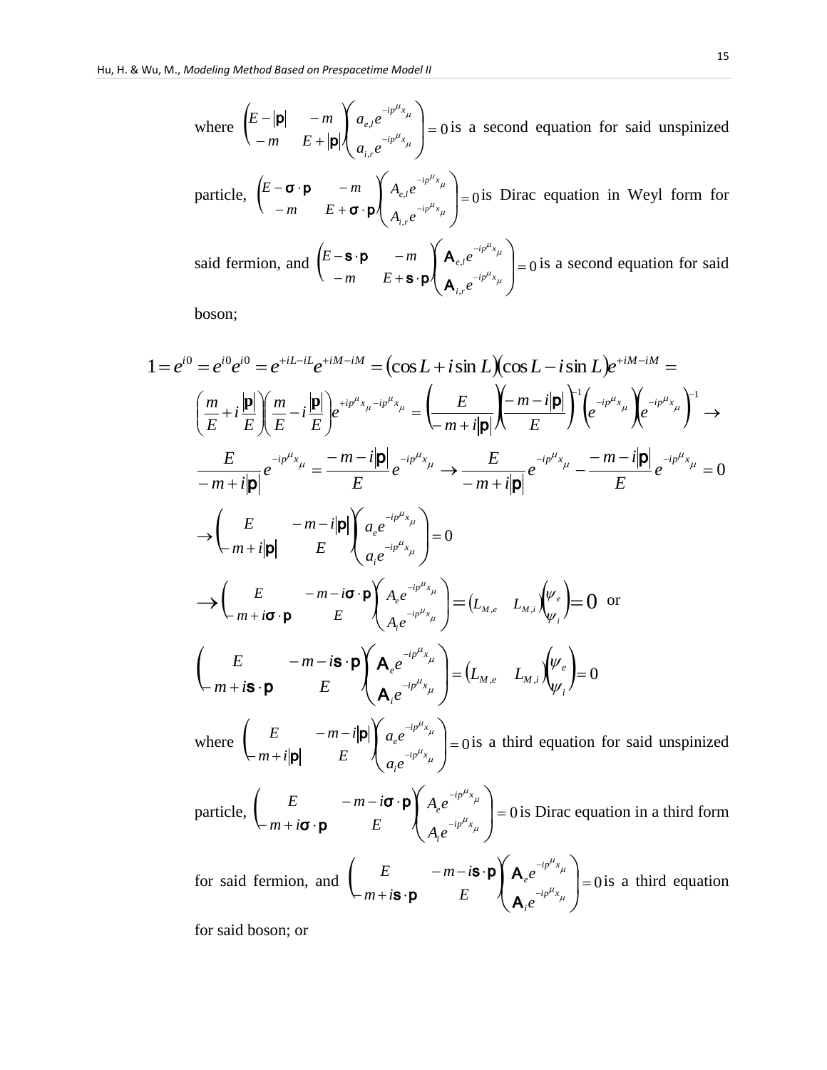where $\begin{pmatrix} E-|\mathbf{p}| & -m \\ -m & E+|\mathbf{p}| \end{pmatrix}\begin{pmatrix} a_{e,l}e^{-ip^{\mu}x_{\mu}} \\ a_{i,r}e^{-ip^{\mu}x_{\mu}} \end{pmatrix}=0$ is a second equation for said unspinized particle, $\begin{pmatrix} E-\boldsymbol{\sigma}\cdot\mathbf{p} & -m \\ -m & E+\boldsymbol{\sigma}\cdot\mathbf{p} \end{pmatrix}\begin{pmatrix} A_{e,l}e^{-ip^{\mu}x_{\mu}} \\ A_{i,r}e^{-ip^{\mu}x_{\mu}} \end{pmatrix}=0$ is Dirac equation in Weyl form for said fermion, and $\begin{pmatrix} E-\mathbf{s}\cdot\mathbf{p} & -m \\ -m & E+\mathbf{s}\cdot\mathbf{p} \end{pmatrix}\begin{pmatrix} \mathbf{A}_{e,l}e^{-ip^{\mu}x_{\mu}} \\ \mathbf{A}_{i,r}e^{-ip^{\mu}x_{\mu}} \end{pmatrix}=0$ is a second equation for said boson;

$$1=e^{i0}=e^{i0}e^{i0}=e^{+iL-iL}e^{+iM-iM}=(\cos L+i\sin L)(\cos L-i\sin L)e^{+iM-iM}=$$

$$\left(\frac{m}{E}+i\frac{|\mathbf{p}|}{E}\right)\left(\frac{m}{E}-i\frac{|\mathbf{p}|}{E}\right)e^{+ip^{\mu}x_{\mu}-ip^{\mu}x_{\mu}}=\left(\frac{E}{-m+i|\mathbf{p}|}\right)\left(\frac{-m-i|\mathbf{p}|}{E}\right)^{-1}\left(e^{-ip^{\mu}x_{\mu}}\right)\left(e^{-ip^{\mu}x_{\mu}}\right)^{-1}\rightarrow$$

$$\frac{E}{-m+i|\mathbf{p}|}e^{-ip^{\mu}x_{\mu}}=\frac{-m-i|\mathbf{p}|}{E}e^{-ip^{\mu}x_{\mu}}\rightarrow\frac{E}{-m+i|\mathbf{p}|}e^{-ip^{\mu}x_{\mu}}-\frac{-m-i|\mathbf{p}|}{E}e^{-ip^{\mu}x_{\mu}}=0$$

$$\rightarrow\begin{pmatrix} E & -m-i|\mathbf{p}| \\ -m+i|\mathbf{p}| & E \end{pmatrix}\begin{pmatrix} a_{e}e^{-ip^{\mu}x_{\mu}} \\ a_{i}e^{-ip^{\mu}x_{\mu}} \end{pmatrix}=0$$

$$\rightarrow\begin{pmatrix} E & -m-i\boldsymbol{\sigma}\cdot\mathbf{p} \\ -m+i\boldsymbol{\sigma}\cdot\mathbf{p} & E \end{pmatrix}\begin{pmatrix} A_{e}e^{-ip^{\mu}x_{\mu}} \\ A_{i}e^{-ip^{\mu}x_{\mu}} \end{pmatrix}=\begin{pmatrix} L_{M,e} & L_{M,i} \end{pmatrix}\begin{pmatrix} \psi_{e} \\ \psi_{i} \end{pmatrix}=0 \text{ or}$$

$$\begin{pmatrix} E & -m-i\mathbf{s}\cdot\mathbf{p} \\ -m+i\mathbf{s}\cdot\mathbf{p} & E \end{pmatrix}\begin{pmatrix} \mathbf{A}_{e}e^{-ip^{\mu}x_{\mu}} \\ \mathbf{A}_{i}e^{-ip^{\mu}x_{\mu}} \end{pmatrix}=\begin{pmatrix} L_{M,e} & L_{M,i} \end{pmatrix}\begin{pmatrix} \psi_{e} \\ \psi_{i} \end{pmatrix}=0$$

where $\begin{pmatrix} E & -m-i|\mathbf{p}| \\ -m+i|\mathbf{p}| & E \end{pmatrix}\begin{pmatrix} a_{e}e^{-ip^{\mu}x_{\mu}} \\ a_{i}e^{-ip^{\mu}x_{\mu}} \end{pmatrix}=0$ is a third equation for said unspinized particle, $\begin{pmatrix} E & -m-i\boldsymbol{\sigma}\cdot\mathbf{p} \\ -m+i\boldsymbol{\sigma}\cdot\mathbf{p} & E \end{pmatrix}\begin{pmatrix} A_{e}e^{-ip^{\mu}x_{\mu}} \\ A_{i}e^{-ip^{\mu}x_{\mu}} \end{pmatrix}=0$ is Dirac equation in a third form for said fermion, and $\begin{pmatrix} E & -m-i\mathbf{s}\cdot\mathbf{p} \\ -m+i\mathbf{s}\cdot\mathbf{p} & E \end{pmatrix}\begin{pmatrix} \mathbf{A}_{e}e^{-ip^{\mu}x_{\mu}} \\ \mathbf{A}_{i}e^{-ip^{\mu}x_{\mu}} \end{pmatrix}=0$ is a third equation for said boson; or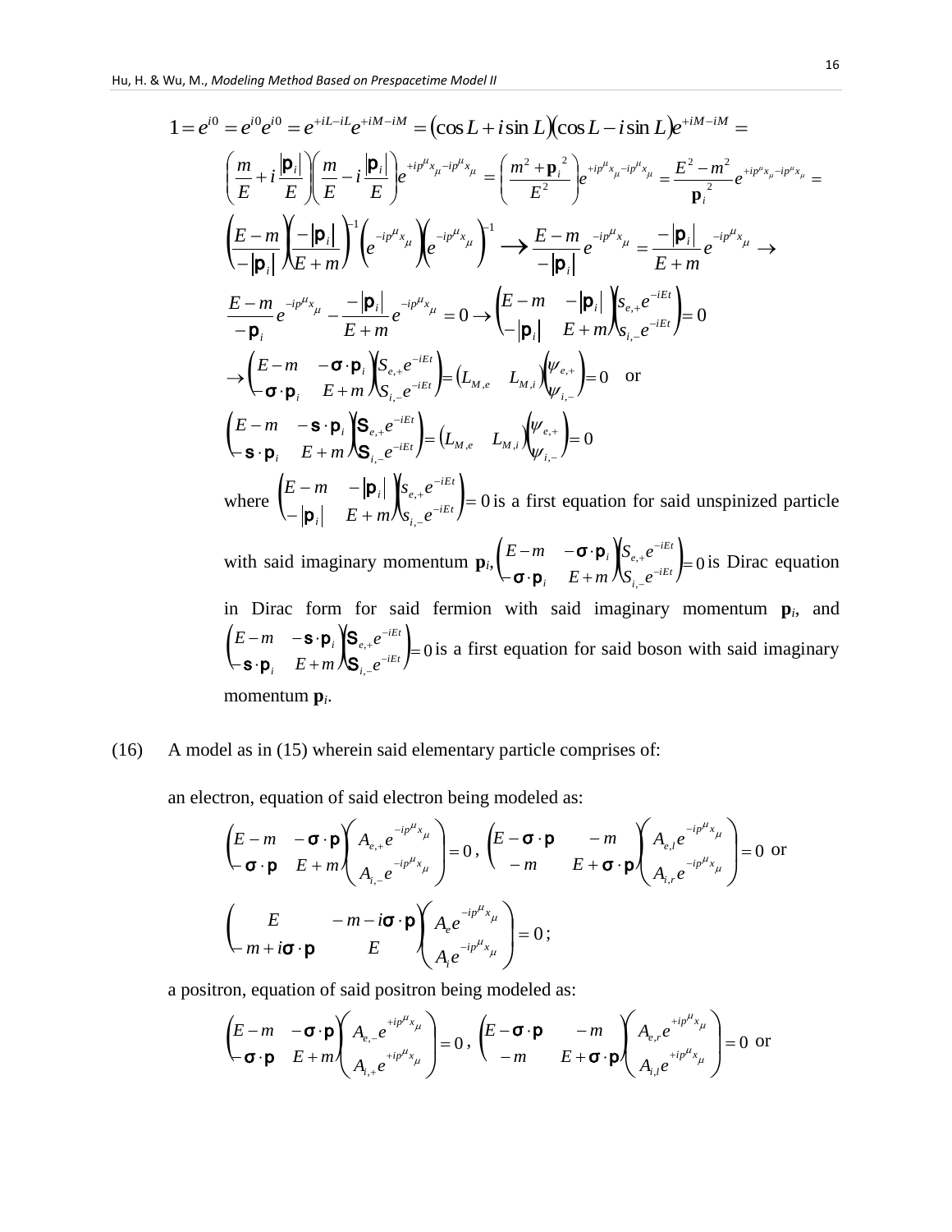$$1 = e^{i0} = e^{i0}e^{i0} = e^{+iL-iL}e^{+iM-iM} = (\cos L + i\sin L)(\cos L - i\sin L)e^{+iM-iM} =$$

$$\left(\frac{m}{E} + i\frac{|\mathbf{p}_i|}{E}\right)\left(\frac{m}{E} - i\frac{|\mathbf{p}_i|}{E}\right)e^{+ip^\mu x_\mu - ip^\mu x_\mu} = \left(\frac{m^2 + \mathbf{p}_i^{\ 2}}{E^2}\right)e^{+ip^\mu x_\mu - ip^\mu x_\mu} = \frac{E^2 - m^2}{\mathbf{p}_i^{\ 2}}e^{+ip^\mu x_\mu - ip^\mu x_\mu} =$$

$$\left(\frac{E-m}{-|\mathbf{p}_i|}\left(\frac{-|\mathbf{p}_i|}{E+m}\right)^{-1}\right)\left(e^{-ip^\mu x_\mu}\left(e^{-ip^\mu x_\mu}\right)^{-1}\right) \longrightarrow \frac{E-m}{-|\mathbf{p}_i|}e^{-ip^\mu x_\mu} = \frac{-|\mathbf{p}_i|}{E+m}e^{-ip^\mu x_\mu} \rightarrow$$

$$\frac{E-m}{-\mathbf{p}_i}e^{-ip^\mu x_\mu} - \frac{-|\mathbf{p}_i|}{E+m}e^{-ip^\mu x_\mu} = 0 \rightarrow \begin{pmatrix} E-m & -|\mathbf{p}_i| \\ -|\mathbf{p}_i| & E+m \end{pmatrix}\begin{pmatrix} s_{e,+}e^{-iEt} \\ s_{i,-}e^{-iEt} \end{pmatrix} = 0$$

$$\rightarrow \begin{pmatrix} E-m & -\boldsymbol{\sigma}\cdot\mathbf{p}_i \\ -\boldsymbol{\sigma}\cdot\mathbf{p}_i & E+m \end{pmatrix}\begin{pmatrix} S_{e,+}e^{-iEt} \\ S_{i,-}e^{-iEt} \end{pmatrix} = \begin{pmatrix} L_{M,e} & L_{M,i} \end{pmatrix}\begin{pmatrix} \psi_{e,+} \\ \psi_{i,-} \end{pmatrix} = 0 \quad \text{or}$$

$$\begin{pmatrix} E-m & -\mathbf{s}\cdot\mathbf{p}_i \\ -\mathbf{s}\cdot\mathbf{p}_i & E+m \end{pmatrix}\begin{pmatrix} \mathsf{S}_{e,+}e^{-iEt} \\ \mathsf{S}_{i,-}e^{-iEt} \end{pmatrix} = \begin{pmatrix} L_{M,e} & L_{M,i} \end{pmatrix}\begin{pmatrix} \psi_{e,+} \\ \psi_{i,-} \end{pmatrix} = 0$$

where $\begin{pmatrix} E-m & -|\mathbf{p}_i| \\ -|\mathbf{p}_i| & E+m \end{pmatrix}\begin{pmatrix} s_{e,+}e^{-iEt} \\ s_{i,-}e^{-iEt} \end{pmatrix} = 0$ is a first equation for said unspinized particle with said imaginary momentum $\mathbf{p}_i$, $\begin{pmatrix} E-m & -\boldsymbol{\sigma}\cdot\mathbf{p}_i \\ -\boldsymbol{\sigma}\cdot\mathbf{p}_i & E+m \end{pmatrix}\begin{pmatrix} S_{e,+}e^{-iEt} \\ S_{i,-}e^{-iEt} \end{pmatrix} = 0$ is Dirac equation in Dirac form for said fermion with said imaginary momentum $\mathbf{p}_i$, and $\begin{pmatrix} E-m & -\mathbf{s}\cdot\mathbf{p}_i \\ -\mathbf{s}\cdot\mathbf{p}_i & E+m \end{pmatrix}\begin{pmatrix} \mathsf{S}_{e,+}e^{-iEt} \\ \mathsf{S}_{i,-}e^{-iEt} \end{pmatrix} = 0$ is a first equation for said boson with said imaginary momentum $\mathbf{p}_i$.

(16) A model as in (15) wherein said elementary particle comprises of:

an electron, equation of said electron being modeled as:

$$\begin{pmatrix} E-m & -\boldsymbol{\sigma}\cdot\mathbf{p} \\ -\boldsymbol{\sigma}\cdot\mathbf{p} & E+m \end{pmatrix}\begin{pmatrix} A_{e,+}e^{-ip^\mu x_\mu} \\ A_{i,-}e^{-ip^\mu x_\mu} \end{pmatrix} = 0, \ \begin{pmatrix} E-\boldsymbol{\sigma}\cdot\mathbf{p} & -m \\ -m & E+\boldsymbol{\sigma}\cdot\mathbf{p} \end{pmatrix}\begin{pmatrix} A_{e,l}e^{-ip^\mu x_\mu} \\ A_{i,r}e^{-ip^\mu x_\mu} \end{pmatrix} = 0 \ \text{or}$$

$$\begin{pmatrix} E & -m-i\boldsymbol{\sigma}\cdot\mathbf{p} \\ -m+i\boldsymbol{\sigma}\cdot\mathbf{p} & E \end{pmatrix}\begin{pmatrix} A_e e^{-ip^\mu x_\mu} \\ A_i e^{-ip^\mu x_\mu} \end{pmatrix} = 0;$$

a positron, equation of said positron being modeled as:

$$\begin{pmatrix} E-m & -\boldsymbol{\sigma}\cdot\mathbf{p} \\ -\boldsymbol{\sigma}\cdot\mathbf{p} & E+m \end{pmatrix}\begin{pmatrix} A_{e,-}e^{+ip^\mu x_\mu} \\ A_{i,+}e^{+ip^\mu x_\mu} \end{pmatrix} = 0, \ \begin{pmatrix} E-\boldsymbol{\sigma}\cdot\mathbf{p} & -m \\ -m & E+\boldsymbol{\sigma}\cdot\mathbf{p} \end{pmatrix}\begin{pmatrix} A_{e,r}e^{+ip^\mu x_\mu} \\ A_{i,l}e^{+ip^\mu x_\mu} \end{pmatrix} = 0 \ \text{or}$$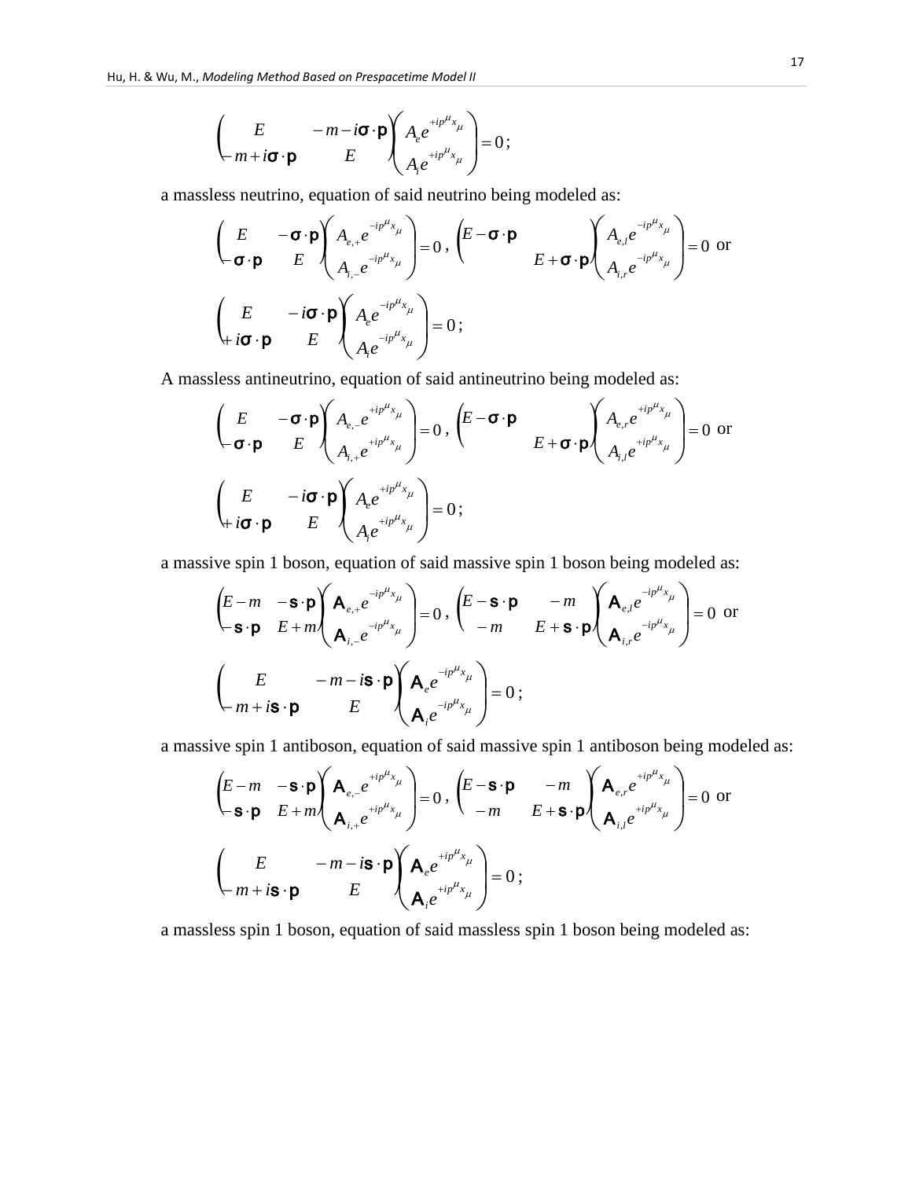$$\begin{pmatrix} E & -m-i\boldsymbol{\sigma}\cdot\mathbf{p} \\ -m+i\boldsymbol{\sigma}\cdot\mathbf{p} & E \end{pmatrix}\begin{pmatrix} A_e e^{+ip^\mu x_\mu} \\ A_i e^{+ip^\mu x_\mu} \end{pmatrix}=0\,;$$

a massless neutrino, equation of said neutrino being modeled as:

$$\begin{pmatrix} E & -\boldsymbol{\sigma}\cdot\mathbf{p} \\ -\boldsymbol{\sigma}\cdot\mathbf{p} & E \end{pmatrix}\begin{pmatrix} A_{e,+} e^{-ip^\mu x_\mu} \\ A_{i,-} e^{-ip^\mu x_\mu} \end{pmatrix}=0\,,\ \begin{pmatrix} E-\boldsymbol{\sigma}\cdot\mathbf{p} & \\ & E+\boldsymbol{\sigma}\cdot\mathbf{p} \end{pmatrix}\begin{pmatrix} A_{e,l} e^{-ip^\mu x_\mu} \\ A_{i,r} e^{-ip^\mu x_\mu} \end{pmatrix}=0 \text{ or}$$

$$\begin{pmatrix} E & -i\boldsymbol{\sigma}\cdot\mathbf{p} \\ +i\boldsymbol{\sigma}\cdot\mathbf{p} & E \end{pmatrix}\begin{pmatrix} A_e e^{-ip^\mu x_\mu} \\ A_i e^{-ip^\mu x_\mu} \end{pmatrix}=0\,;$$

A massless antineutrino, equation of said antineutrino being modeled as:

$$\begin{pmatrix} E & -\boldsymbol{\sigma}\cdot\mathbf{p} \\ -\boldsymbol{\sigma}\cdot\mathbf{p} & E \end{pmatrix}\begin{pmatrix} A_{e,-} e^{+ip^\mu x_\mu} \\ A_{i,+} e^{+ip^\mu x_\mu} \end{pmatrix}=0\,,\ \begin{pmatrix} E-\boldsymbol{\sigma}\cdot\mathbf{p} & \\ & E+\boldsymbol{\sigma}\cdot\mathbf{p} \end{pmatrix}\begin{pmatrix} A_{e,r} e^{+ip^\mu x_\mu} \\ A_{i,l} e^{+ip^\mu x_\mu} \end{pmatrix}=0 \text{ or}$$

$$\begin{pmatrix} E & -i\boldsymbol{\sigma}\cdot\mathbf{p} \\ +i\boldsymbol{\sigma}\cdot\mathbf{p} & E \end{pmatrix}\begin{pmatrix} A_e e^{+ip^\mu x_\mu} \\ A_i e^{+ip^\mu x_\mu} \end{pmatrix}=0\,;$$

a massive spin 1 boson, equation of said massive spin 1 boson being modeled as:

$$\begin{pmatrix} E-m & -\mathbf{s}\cdot\mathbf{p} \\ -\mathbf{s}\cdot\mathbf{p} & E+m \end{pmatrix}\begin{pmatrix} \mathbf{A}_{e,+} e^{-ip^\mu x_\mu} \\ \mathbf{A}_{i,-} e^{-ip^\mu x_\mu} \end{pmatrix}=0\,,\ \begin{pmatrix} E-\mathbf{s}\cdot\mathbf{p} & -m \\ -m & E+\mathbf{s}\cdot\mathbf{p} \end{pmatrix}\begin{pmatrix} \mathbf{A}_{e,l} e^{-ip^\mu x_\mu} \\ \mathbf{A}_{i,r} e^{-ip^\mu x_\mu} \end{pmatrix}=0 \text{ or}$$

$$\begin{pmatrix} E & -m-i\mathbf{s}\cdot\mathbf{p} \\ -m+i\mathbf{s}\cdot\mathbf{p} & E \end{pmatrix}\begin{pmatrix} \mathbf{A}_e e^{-ip^\mu x_\mu} \\ \mathbf{A}_i e^{-ip^\mu x_\mu} \end{pmatrix}=0\,;$$

a massive spin 1 antiboson, equation of said massive spin 1 antiboson being modeled as:

$$\begin{pmatrix} E-m & -\mathbf{s}\cdot\mathbf{p} \\ -\mathbf{s}\cdot\mathbf{p} & E+m \end{pmatrix}\begin{pmatrix} \mathbf{A}_{e,-} e^{+ip^\mu x_\mu} \\ \mathbf{A}_{i,+} e^{+ip^\mu x_\mu} \end{pmatrix}=0\,,\ \begin{pmatrix} E-\mathbf{s}\cdot\mathbf{p} & -m \\ -m & E+\mathbf{s}\cdot\mathbf{p} \end{pmatrix}\begin{pmatrix} \mathbf{A}_{e,r} e^{+ip^\mu x_\mu} \\ \mathbf{A}_{i,l} e^{+ip^\mu x_\mu} \end{pmatrix}=0 \text{ or}$$

$$\begin{pmatrix} E & -m-i\mathbf{s}\cdot\mathbf{p} \\ -m+i\mathbf{s}\cdot\mathbf{p} & E \end{pmatrix}\begin{pmatrix} \mathbf{A}_e e^{+ip^\mu x_\mu} \\ \mathbf{A}_i e^{+ip^\mu x_\mu} \end{pmatrix}=0\,;$$

a massless spin 1 boson, equation of said massless spin 1 boson being modeled as: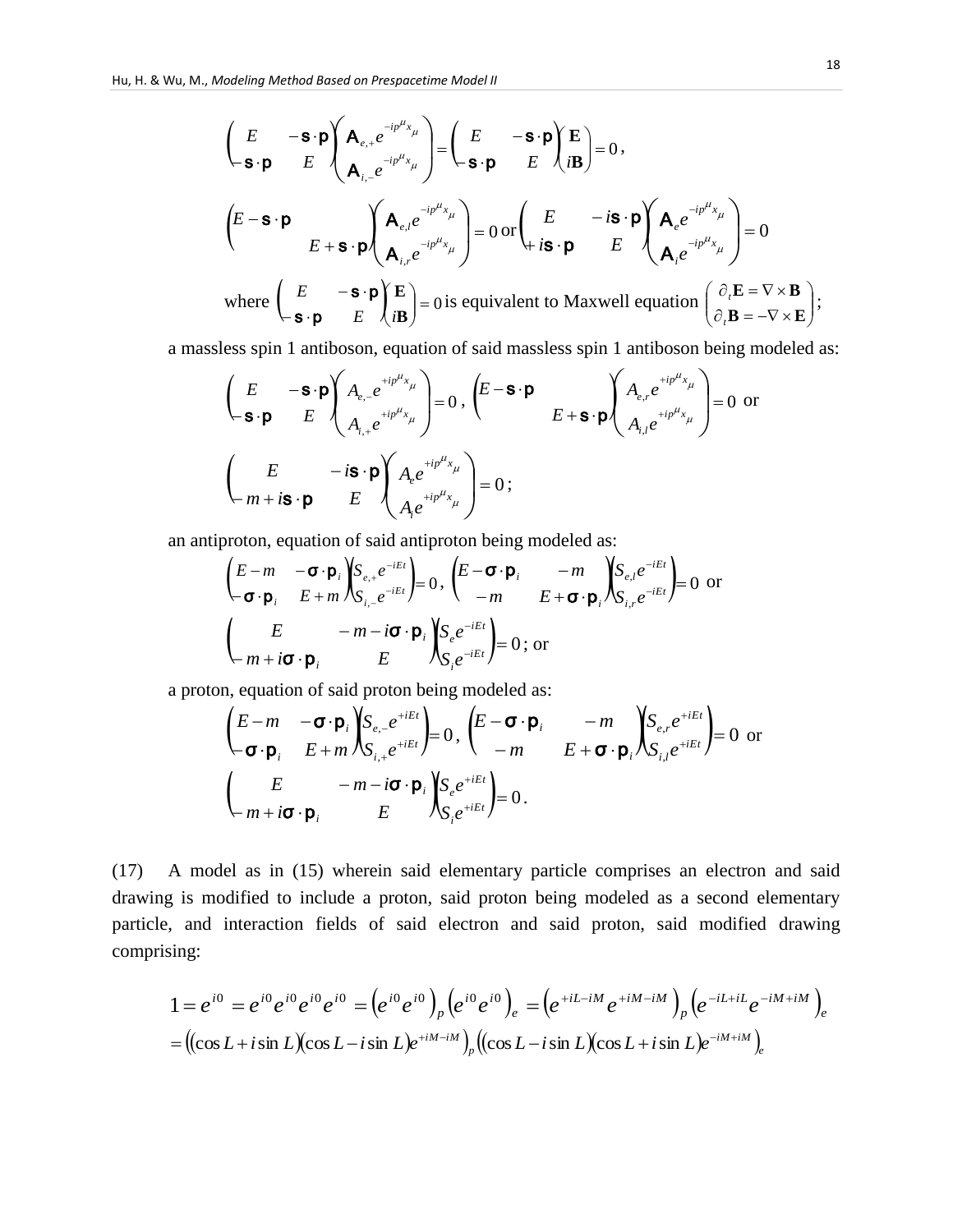$$\begin{pmatrix} E & -\mathbf{s}\cdot\mathbf{p} \\ -\mathbf{s}\cdot\mathbf{p} & E \end{pmatrix}\begin{pmatrix} \mathsf{A}_{e,+}e^{-ip^{\mu}x_{\mu}} \\ \mathsf{A}_{i,-}e^{-ip^{\mu}x_{\mu}} \end{pmatrix} = \begin{pmatrix} E & -\mathbf{s}\cdot\mathbf{p} \\ -\mathbf{s}\cdot\mathbf{p} & E \end{pmatrix}\begin{pmatrix} \mathbf{E} \\ i\mathbf{B} \end{pmatrix} = 0,$$

$$\begin{pmatrix} E-\mathbf{s}\cdot\mathbf{p} & \\ & E+\mathbf{s}\cdot\mathbf{p} \end{pmatrix}\begin{pmatrix} \mathsf{A}_{e,l}e^{-ip^{\mu}x_{\mu}} \\ \mathsf{A}_{i,r}e^{-ip^{\mu}x_{\mu}} \end{pmatrix} = 0 \text{ or } \begin{pmatrix} E & -i\mathbf{s}\cdot\mathbf{p} \\ +i\mathbf{s}\cdot\mathbf{p} & E \end{pmatrix}\begin{pmatrix} \mathsf{A}_{e}e^{-ip^{\mu}x_{\mu}} \\ \mathsf{A}_{i}e^{-ip^{\mu}x_{\mu}} \end{pmatrix} = 0$$

where $\begin{pmatrix} E & -\mathbf{s}\cdot\mathbf{p} \\ -\mathbf{s}\cdot\mathbf{p} & E \end{pmatrix}\begin{pmatrix} \mathbf{E} \\ i\mathbf{B} \end{pmatrix} = 0$ is equivalent to Maxwell equation $\begin{pmatrix} \partial_t\mathbf{E} = \nabla\times\mathbf{B} \\ \partial_t\mathbf{B} = -\nabla\times\mathbf{E} \end{pmatrix}$;

a massless spin 1 antiboson, equation of said massless spin 1 antiboson being modeled as:

$$\begin{pmatrix} E & -\mathbf{s}\cdot\mathbf{p} \\ -\mathbf{s}\cdot\mathbf{p} & E \end{pmatrix}\begin{pmatrix} A_{e,-}e^{+ip^{\mu}x_{\mu}} \\ A_{i,+}e^{+ip^{\mu}x_{\mu}} \end{pmatrix} = 0, \begin{pmatrix} E-\mathbf{s}\cdot\mathbf{p} & \\ & E+\mathbf{s}\cdot\mathbf{p} \end{pmatrix}\begin{pmatrix} A_{e,r}e^{+ip^{\mu}x_{\mu}} \\ A_{i,l}e^{+ip^{\mu}x_{\mu}} \end{pmatrix} = 0 \text{ or}$$

$$\begin{pmatrix} E & -i\mathbf{s}\cdot\mathbf{p} \\ -m+i\mathbf{s}\cdot\mathbf{p} & E \end{pmatrix}\begin{pmatrix} A_{e}e^{+ip^{\mu}x_{\mu}} \\ A_{i}e^{+ip^{\mu}x_{\mu}} \end{pmatrix} = 0;$$

an antiproton, equation of said antiproton being modeled as:

$$\begin{pmatrix} E-m & -\boldsymbol{\sigma}\cdot\mathbf{p}_i \\ -\boldsymbol{\sigma}\cdot\mathbf{p}_i & E+m \end{pmatrix}\begin{pmatrix} S_{e,+}e^{-iEt} \\ S_{i,-}e^{-iEt} \end{pmatrix} = 0, \begin{pmatrix} E-\boldsymbol{\sigma}\cdot\mathbf{p}_i & -m \\ -m & E+\boldsymbol{\sigma}\cdot\mathbf{p}_i \end{pmatrix}\begin{pmatrix} S_{e,l}e^{-iEt} \\ S_{i,r}e^{-iEt} \end{pmatrix} = 0 \text{ or}$$

$$\begin{pmatrix} E & -m-i\boldsymbol{\sigma}\cdot\mathbf{p}_i \\ -m+i\boldsymbol{\sigma}\cdot\mathbf{p}_i & E \end{pmatrix}\begin{pmatrix} S_{e}e^{-iEt} \\ S_{i}e^{-iEt} \end{pmatrix} = 0; \text{ or}$$

a proton, equation of said proton being modeled as:

$$\begin{pmatrix} E-m & -\boldsymbol{\sigma}\cdot\mathbf{p}_i \\ -\boldsymbol{\sigma}\cdot\mathbf{p}_i & E+m \end{pmatrix}\begin{pmatrix} S_{e,-}e^{+iEt} \\ S_{i,+}e^{+iEt} \end{pmatrix} = 0, \begin{pmatrix} E-\boldsymbol{\sigma}\cdot\mathbf{p}_i & -m \\ -m & E+\boldsymbol{\sigma}\cdot\mathbf{p}_i \end{pmatrix}\begin{pmatrix} S_{e,r}e^{+iEt} \\ S_{i,l}e^{+iEt} \end{pmatrix} = 0 \text{ or}$$

$$\begin{pmatrix} E & -m-i\boldsymbol{\sigma}\cdot\mathbf{p}_i \\ -m+i\boldsymbol{\sigma}\cdot\mathbf{p}_i & E \end{pmatrix}\begin{pmatrix} S_{e}e^{+iEt} \\ S_{i}e^{+iEt} \end{pmatrix} = 0.$$

(17) A model as in (15) wherein said elementary particle comprises an electron and said drawing is modified to include a proton, said proton being modeled as a second elementary particle, and interaction fields of said electron and said proton, said modified drawing comprising:

$$1 = e^{i0} = e^{i0}e^{i0}e^{i0}e^{i0} = \left(e^{i0}e^{i0}\right)_p\left(e^{i0}e^{i0}\right)_e = \left(e^{+iL-iM}e^{+iM-iM}\right)_p\left(e^{-iL+iL}e^{-iM+iM}\right)_e$$
$$= \left((\cos L + i\sin L)(\cos L - i\sin L)e^{+iM-iM}\right)_p\left((\cos L - i\sin L)(\cos L + i\sin L)e^{-iM+iM}\right)_e$$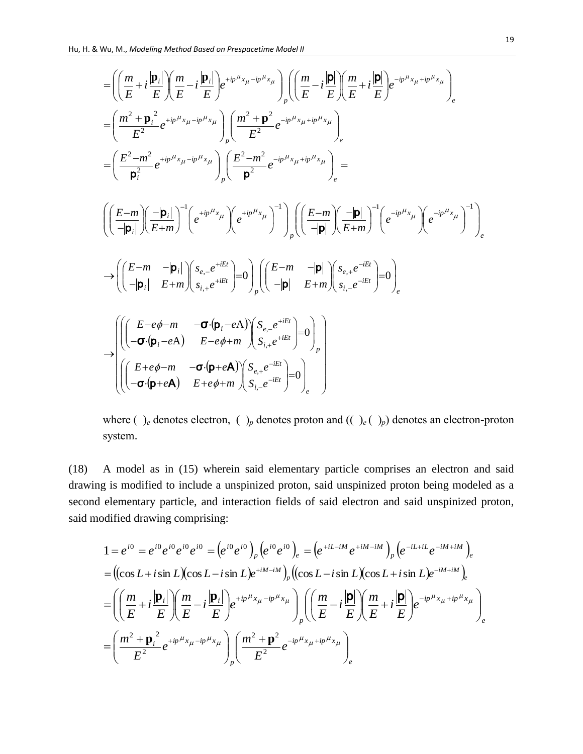$$
=\left(\left(\frac{m}{E}+i\frac{|\mathbf{p}_i|}{E}\right)\left(\frac{m}{E}-i\frac{|\mathbf{p}_i|}{E}\right)e^{+ip^\mu x_\mu - ip^\mu x_\mu}\right)_p\left(\left(\frac{m}{E}-i\frac{|\mathbf{p}|}{E}\right)\left(\frac{m}{E}+i\frac{|\mathbf{p}|}{E}\right)e^{-ip^\mu x_\mu + ip^\mu x_\mu}\right)_e
$$

$$
=\left(\frac{m^2+\mathbf{p}_i^{\,2}}{E^2}e^{+ip^\mu x_\mu - ip^\mu x_\mu}\right)_p\left(\frac{m^2+\mathbf{p}^2}{E^2}e^{-ip^\mu x_\mu + ip^\mu x_\mu}\right)_e
$$

$$
=\left(\frac{E^2-m^2}{\mathbf{p}_i^2}e^{+ip^\mu x_\mu - ip^\mu x_\mu}\right)_p\left(\frac{E^2-m^2}{\mathbf{p}^2}e^{-ip^\mu x_\mu + ip^\mu x_\mu}\right)_e =
$$

$$
\left(\left(\frac{E-m}{-|\mathbf{p}_i|}\right)\left(\frac{-|\mathbf{p}_i|}{E+m}\right)^{-1}\left(e^{+ip^\mu x_\mu}\right)\left(e^{+ip^\mu x_\mu}\right)^{-1}\right)_p\left(\left(\frac{E-m}{-|\mathbf{p}|}\right)\left(\frac{-|\mathbf{p}|}{E+m}\right)^{-1}\left(e^{-ip^\mu x_\mu}\right)\left(e^{-ip^\mu x_\mu}\right)^{-1}\right)_e
$$

$$
\rightarrow\left(\begin{pmatrix} E-m & -|\mathbf{p}_i| \\ -|\mathbf{p}_i| & E+m \end{pmatrix}\begin{pmatrix} s_{e,-}e^{+iEt} \\ s_{i,+}e^{+iEt} \end{pmatrix}=0\right)_p\left(\begin{pmatrix} E-m & -|\mathbf{p}| \\ -|\mathbf{p}| & E+m \end{pmatrix}\begin{pmatrix} s_{e,+}e^{-iEt} \\ s_{i,-}e^{-iEt} \end{pmatrix}=0\right)_e
$$

$$
\rightarrow\left(\begin{array}{l}\left(\begin{pmatrix} E-e\phi-m & -\boldsymbol{\sigma}\cdot(\mathbf{p}_i-eA) \\ -\boldsymbol{\sigma}\cdot(\mathbf{p}_i-eA) & E-e\phi+m \end{pmatrix}\begin{pmatrix} S_{e,-}e^{+iEt} \\ S_{i,+}e^{+iEt} \end{pmatrix}=0\right)_p \\ \left(\begin{pmatrix} E+e\phi-m & -\boldsymbol{\sigma}\cdot(\mathbf{p}+e\mathbf{A}) \\ -\boldsymbol{\sigma}\cdot(\mathbf{p}+e\mathbf{A}) & E+e\phi+m \end{pmatrix}\begin{pmatrix} S_{e,+}e^{-iEt} \\ S_{i,-}e^{-iEt} \end{pmatrix}=0\right)_e \end{array}\right)
$$

where $(\ )_e$ denotes electron, $(\ )_p$ denotes proton and $((\ )_e(\ )_p)$ denotes an electron-proton system.

(18) A model as in (15) wherein said elementary particle comprises an electron and said drawing is modified to include a unspinized proton, said unspinized proton being modeled as a second elementary particle, and interaction fields of said electron and said unspinized proton, said modified drawing comprising:

$$
1=e^{i0}=e^{i0}e^{i0}e^{i0}e^{i0}=\left(e^{i0}e^{i0}\right)_p\left(e^{i0}e^{i0}\right)_e=\left(e^{+iL-iM}e^{+iM-iM}\right)_p\left(e^{-iL+iL}e^{-iM+iM}\right)_e
$$

$$
=\left((\cos L+i\sin L)(\cos L-i\sin L)e^{+iM-iM}\right)_p\left((\cos L-i\sin L)(\cos L+i\sin L)e^{-iM+iM}\right)_e
$$

$$
=\left(\left(\frac{m}{E}+i\frac{|\mathbf{p}_i|}{E}\right)\left(\frac{m}{E}-i\frac{|\mathbf{p}_i|}{E}\right)e^{+ip^\mu x_\mu - ip^\mu x_\mu}\right)_p\left(\left(\frac{m}{E}-i\frac{|\mathbf{p}|}{E}\right)\left(\frac{m}{E}+i\frac{|\mathbf{p}|}{E}\right)e^{-ip^\mu x_\mu + ip^\mu x_\mu}\right)_e
$$

$$
=\left(\frac{m^2+\mathbf{p}_i^{\,2}}{E^2}e^{+ip^\mu x_\mu - ip^\mu x_\mu}\right)_p\left(\frac{m^2+\mathbf{p}^2}{E^2}e^{-ip^\mu x_\mu + ip^\mu x_\mu}\right)_e
$$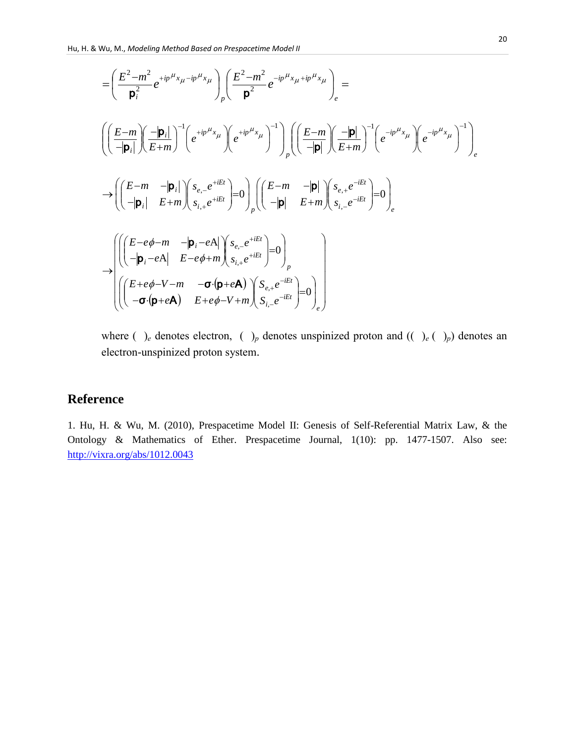$$=\left(\frac{E^2-m^2}{\mathbf{p}_i^2}e^{+ip^\mu x_\mu-ip^\mu x_\mu}\right)_p\left(\frac{E^2-m^2}{\mathbf{p}^2}e^{-ip^\mu x_\mu+ip^\mu x_\mu}\right)_e=$$

$$\left(\left(\frac{E-m}{-|\mathbf{p}_i|}\right)\left(\frac{-|\mathbf{p}_i|}{E+m}\right)^{-1}\left(e^{+ip^\mu x_\mu}\right)\left(e^{+ip^\mu x_\mu}\right)^{-1}\right)_p\left(\left(\frac{E-m}{-|\mathbf{p}|}\right)\left(\frac{-|\mathbf{p}|}{E+m}\right)^{-1}\left(e^{-ip^\mu x_\mu}\right)\left(e^{-ip^\mu x_\mu}\right)^{-1}\right)_e$$

$$\rightarrow\left(\begin{pmatrix}E-m & -|\mathbf{p}_i|\\ -|\mathbf{p}_i| & E+m\end{pmatrix}\begin{pmatrix}s_{e,-}e^{+iEt}\\ s_{i,+}e^{+iEt}\end{pmatrix}=0\right)_p\left(\begin{pmatrix}E-m & -|\mathbf{p}|\\ -|\mathbf{p}| & E+m\end{pmatrix}\begin{pmatrix}s_{e,+}e^{-iEt}\\ s_{i,-}e^{-iEt}\end{pmatrix}=0\right)_e$$

$$\rightarrow\begin{pmatrix}\left(\begin{pmatrix}E-e\phi-m & -|\mathbf{p}_i-e\mathrm{A}|\\ -|\mathbf{p}_i-e\mathrm{A}| & E-e\phi+m\end{pmatrix}\begin{pmatrix}s_{e,-}e^{+iEt}\\ s_{i,+}e^{+iEt}\end{pmatrix}=0\right)_p\\ \left(\begin{pmatrix}E+e\phi-V-m & -\boldsymbol{\sigma}\cdot(\mathbf{p}+e\mathbf{A})\\ -\boldsymbol{\sigma}\cdot(\mathbf{p}+e\mathbf{A}) & E+e\phi-V+m\end{pmatrix}\begin{pmatrix}S_{e,+}e^{-iEt}\\ S_{i,-}e^{-iEt}\end{pmatrix}=0\right)_e\end{pmatrix}$$

where $(\ )_e$ denotes electron, $(\ )_p$ denotes unspinized proton and $((\ )_e\,(\ )_p)$ denotes an electron-unspinized proton system.

## Reference

1. Hu, H. & Wu, M. (2010), Prespacetime Model II: Genesis of Self-Referential Matrix Law, & the Ontology & Mathematics of Ether. Prespacetime Journal, 1(10): pp. 1477-1507. Also see: http://vixra.org/abs/1012.0043